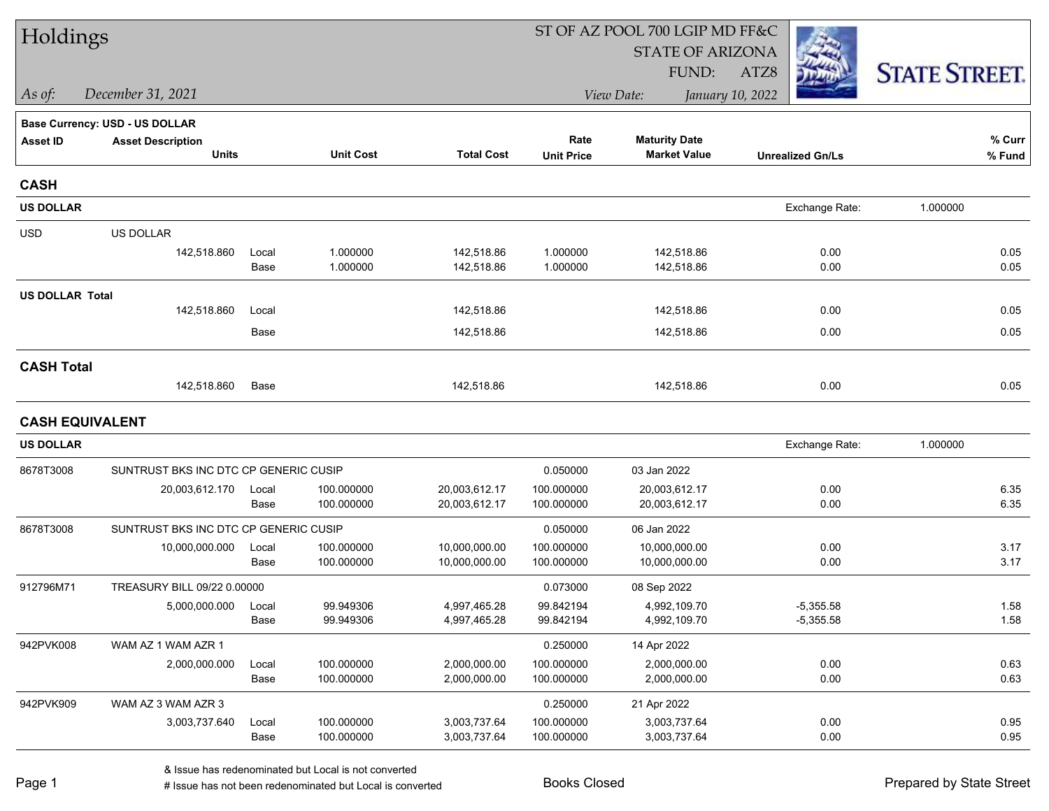# Holdings

ST OF AZ POOL 700 LGIP MD FF&C
STATE OF ARIZONA
FUND: ATZ8

*As of:* *December 31, 2021*

*View Date:* *January 10, 2022*

STATE STREET.

**Base Currency: USD - US DOLLAR**

| Asset ID | Asset Description / Units | | Unit Cost | Total Cost | Rate / Unit Price | Maturity Date / Market Value | Unrealized Gn/Ls | % Curr / % Fund |
|---|---|---|---|---|---|---|---|---|
| **CASH** | | | | | | | | |
| **US DOLLAR** | | | | | | | Exchange Rate: | 1.000000 |
| USD | US DOLLAR | | | | | | | |
| | 142,518.860 | Local | 1.000000 | 142,518.86 | 1.000000 | 142,518.86 | 0.00 | 0.05 |
| | | Base | 1.000000 | 142,518.86 | 1.000000 | 142,518.86 | 0.00 | 0.05 |
| **US DOLLAR Total** | | | | | | | | |
| | 142,518.860 | Local | | 142,518.86 | | 142,518.86 | 0.00 | 0.05 |
| | | Base | | 142,518.86 | | 142,518.86 | 0.00 | 0.05 |
| **CASH Total** | | | | | | | | |
| | 142,518.860 | Base | | 142,518.86 | | 142,518.86 | 0.00 | 0.05 |
| **CASH EQUIVALENT** | | | | | | | | |
| **US DOLLAR** | | | | | | | Exchange Rate: | 1.000000 |
| 8678T3008 | SUNTRUST BKS INC DTC CP GENERIC CUSIP | | | | 0.050000 | 03 Jan 2022 | | |
| | 20,003,612.170 | Local | 100.000000 | 20,003,612.17 | 100.000000 | 20,003,612.17 | 0.00 | 6.35 |
| | | Base | 100.000000 | 20,003,612.17 | 100.000000 | 20,003,612.17 | 0.00 | 6.35 |
| 8678T3008 | SUNTRUST BKS INC DTC CP GENERIC CUSIP | | | | 0.050000 | 06 Jan 2022 | | |
| | 10,000,000.000 | Local | 100.000000 | 10,000,000.00 | 100.000000 | 10,000,000.00 | 0.00 | 3.17 |
| | | Base | 100.000000 | 10,000,000.00 | 100.000000 | 10,000,000.00 | 0.00 | 3.17 |
| 912796M71 | TREASURY BILL 09/22 0.00000 | | | | 0.073000 | 08 Sep 2022 | | |
| | 5,000,000.000 | Local | 99.949306 | 4,997,465.28 | 99.842194 | 4,992,109.70 | -5,355.58 | 1.58 |
| | | Base | 99.949306 | 4,997,465.28 | 99.842194 | 4,992,109.70 | -5,355.58 | 1.58 |
| 942PVK008 | WAM AZ 1 WAM AZR 1 | | | | 0.250000 | 14 Apr 2022 | | |
| | 2,000,000.000 | Local | 100.000000 | 2,000,000.00 | 100.000000 | 2,000,000.00 | 0.00 | 0.63 |
| | | Base | 100.000000 | 2,000,000.00 | 100.000000 | 2,000,000.00 | 0.00 | 0.63 |
| 942PVK909 | WAM AZ 3 WAM AZR 3 | | | | 0.250000 | 21 Apr 2022 | | |
| | 3,003,737.640 | Local | 100.000000 | 3,003,737.64 | 100.000000 | 3,003,737.64 | 0.00 | 0.95 |
| | | Base | 100.000000 | 3,003,737.64 | 100.000000 | 3,003,737.64 | 0.00 | 0.95 |

& Issue has redenominated but Local is not converted
# Issue has not been redenominated but Local is converted

Books Closed

Prepared by State Street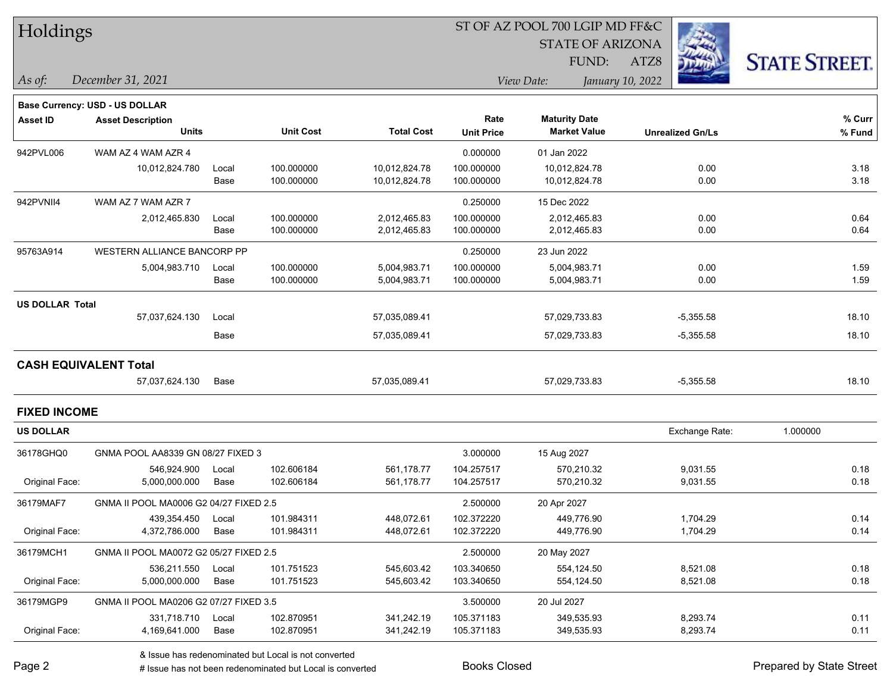# Holdings

ST OF AZ POOL 700 LGIP MD FF&C
STATE OF ARIZONA
FUND: ATZ8

*As of:* *December 31, 2021*

*View Date:* *January 10, 2022*

**Base Currency: USD - US DOLLAR**

| Asset ID | Asset Description / Units | | Unit Cost | Total Cost | Rate / Unit Price | Maturity Date / Market Value | Unrealized Gn/Ls | % Curr / % Fund |
|---|---|---|---|---|---|---|---|---|
| 942PVL006 | WAM AZ 4 WAM AZR 4 | | | | 0.000000 | 01 Jan 2022 | | |
| | 10,012,824.780 | Local | 100.000000 | 10,012,824.78 | 100.000000 | 10,012,824.78 | 0.00 | 3.18 |
| | | Base | 100.000000 | 10,012,824.78 | 100.000000 | 10,012,824.78 | 0.00 | 3.18 |
| 942PVNII4 | WAM AZ 7 WAM AZR 7 | | | | 0.250000 | 15 Dec 2022 | | |
| | 2,012,465.830 | Local | 100.000000 | 2,012,465.83 | 100.000000 | 2,012,465.83 | 0.00 | 0.64 |
| | | Base | 100.000000 | 2,012,465.83 | 100.000000 | 2,012,465.83 | 0.00 | 0.64 |
| 95763A914 | WESTERN ALLIANCE BANCORP PP | | | | 0.250000 | 23 Jun 2022 | | |
| | 5,004,983.710 | Local | 100.000000 | 5,004,983.71 | 100.000000 | 5,004,983.71 | 0.00 | 1.59 |
| | | Base | 100.000000 | 5,004,983.71 | 100.000000 | 5,004,983.71 | 0.00 | 1.59 |
| **US DOLLAR Total** | | | | | | | | |
| | 57,037,624.130 | Local | | 57,035,089.41 | | 57,029,733.83 | -5,355.58 | 18.10 |
| | | Base | | 57,035,089.41 | | 57,029,733.83 | -5,355.58 | 18.10 |
| **CASH EQUIVALENT Total** | | | | | | | | |
| | 57,037,624.130 | Base | | 57,035,089.41 | | 57,029,733.83 | -5,355.58 | 18.10 |

## FIXED INCOME

**US DOLLAR** — Exchange Rate: 1.000000

| Asset ID | Asset Description / Units | | Unit Cost | Total Cost | Rate / Unit Price | Maturity Date / Market Value | Unrealized Gn/Ls | % Curr / % Fund |
|---|---|---|---|---|---|---|---|---|
| 36178GHQ0 | GNMA POOL AA8339 GN 08/27 FIXED 3 | | | | 3.000000 | 15 Aug 2027 | | |
| | 546,924.900 | Local | 102.606184 | 561,178.77 | 104.257517 | 570,210.32 | 9,031.55 | 0.18 |
| Original Face: | 5,000,000.000 | Base | 102.606184 | 561,178.77 | 104.257517 | 570,210.32 | 9,031.55 | 0.18 |
| 36179MAF7 | GNMA II POOL MA0006 G2 04/27 FIXED 2.5 | | | | 2.500000 | 20 Apr 2027 | | |
| | 439,354.450 | Local | 101.984311 | 448,072.61 | 102.372220 | 449,776.90 | 1,704.29 | 0.14 |
| Original Face: | 4,372,786.000 | Base | 101.984311 | 448,072.61 | 102.372220 | 449,776.90 | 1,704.29 | 0.14 |
| 36179MCH1 | GNMA II POOL MA0072 G2 05/27 FIXED 2.5 | | | | 2.500000 | 20 May 2027 | | |
| | 536,211.550 | Local | 101.751523 | 545,603.42 | 103.340650 | 554,124.50 | 8,521.08 | 0.18 |
| Original Face: | 5,000,000.000 | Base | 101.751523 | 545,603.42 | 103.340650 | 554,124.50 | 8,521.08 | 0.18 |
| 36179MGP9 | GNMA II POOL MA0206 G2 07/27 FIXED 3.5 | | | | 3.500000 | 20 Jul 2027 | | |
| | 331,718.710 | Local | 102.870951 | 341,242.19 | 105.371183 | 349,535.93 | 8,293.74 | 0.11 |
| Original Face: | 4,169,641.000 | Base | 102.870951 | 341,242.19 | 105.371183 | 349,535.93 | 8,293.74 | 0.11 |

& Issue has redenominated but Local is not converted
# Issue has not been redenominated but Local is converted

Books Closed

Prepared by State Street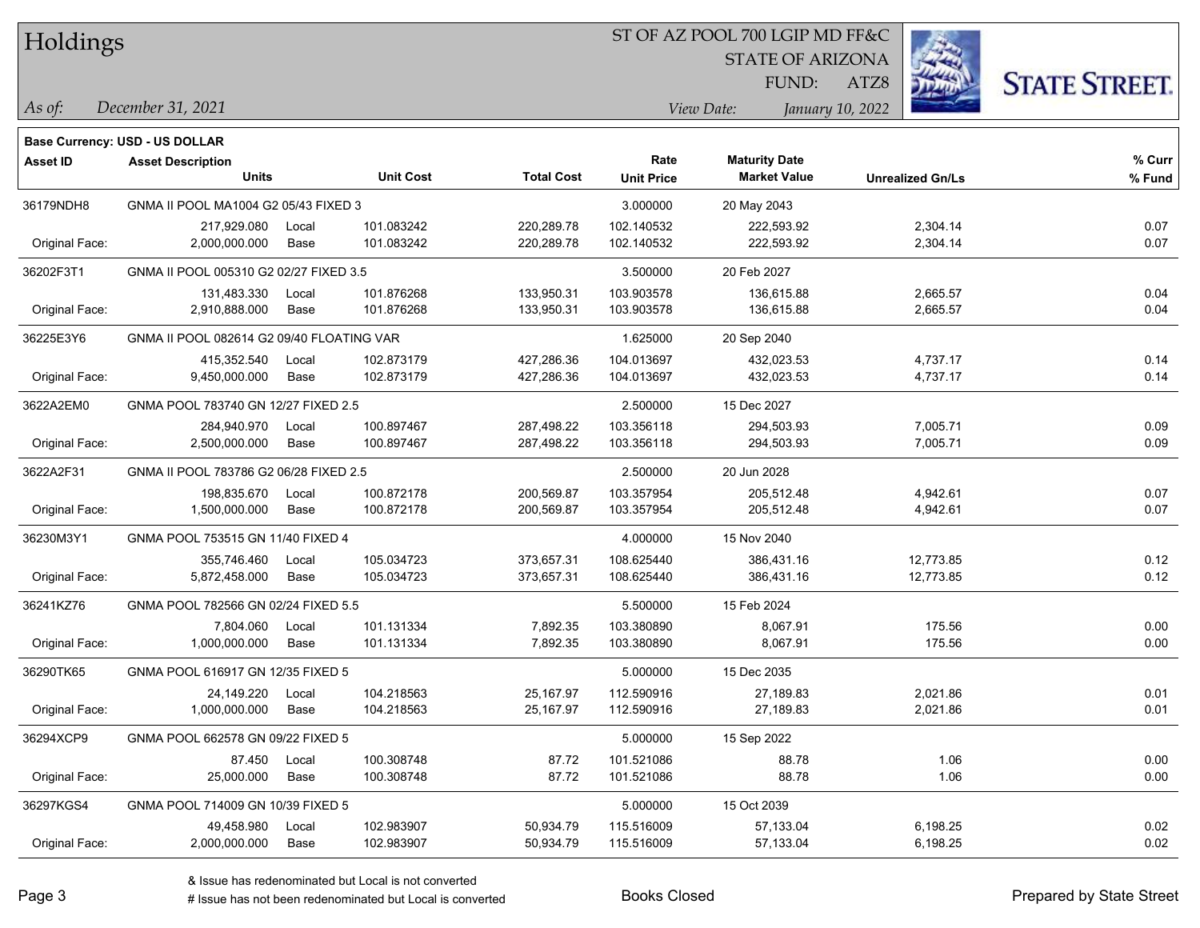# Holdings

ST OF AZ POOL 700 LGIP MD FF&C
STATE OF ARIZONA
FUND: ATZ8

*As of:* *December 31, 2021*
*View Date:* *January 10, 2022*

**Base Currency: USD - US DOLLAR**

| Asset ID | Asset Description / Units | | Unit Cost | Total Cost | Rate / Unit Price | Maturity Date / Market Value | Unrealized Gn/Ls | % Curr / % Fund |
|---|---|---|---|---|---|---|---|---|
| 36179NDH8 | GNMA II POOL MA1004 G2 05/43 FIXED 3 | | | | 3.000000 | 20 May 2043 | | |
| | 217,929.080 | Local | 101.083242 | 220,289.78 | 102.140532 | 222,593.92 | 2,304.14 | 0.07 |
| Original Face: | 2,000,000.000 | Base | 101.083242 | 220,289.78 | 102.140532 | 222,593.92 | 2,304.14 | 0.07 |
| 36202F3T1 | GNMA II POOL 005310 G2 02/27 FIXED 3.5 | | | | 3.500000 | 20 Feb 2027 | | |
| | 131,483.330 | Local | 101.876268 | 133,950.31 | 103.903578 | 136,615.88 | 2,665.57 | 0.04 |
| Original Face: | 2,910,888.000 | Base | 101.876268 | 133,950.31 | 103.903578 | 136,615.88 | 2,665.57 | 0.04 |
| 36225E3Y6 | GNMA II POOL 082614 G2 09/40 FLOATING VAR | | | | 1.625000 | 20 Sep 2040 | | |
| | 415,352.540 | Local | 102.873179 | 427,286.36 | 104.013697 | 432,023.53 | 4,737.17 | 0.14 |
| Original Face: | 9,450,000.000 | Base | 102.873179 | 427,286.36 | 104.013697 | 432,023.53 | 4,737.17 | 0.14 |
| 3622A2EM0 | GNMA POOL 783740 GN 12/27 FIXED 2.5 | | | | 2.500000 | 15 Dec 2027 | | |
| | 284,940.970 | Local | 100.897467 | 287,498.22 | 103.356118 | 294,503.93 | 7,005.71 | 0.09 |
| Original Face: | 2,500,000.000 | Base | 100.897467 | 287,498.22 | 103.356118 | 294,503.93 | 7,005.71 | 0.09 |
| 3622A2F31 | GNMA II POOL 783786 G2 06/28 FIXED 2.5 | | | | 2.500000 | 20 Jun 2028 | | |
| | 198,835.670 | Local | 100.872178 | 200,569.87 | 103.357954 | 205,512.48 | 4,942.61 | 0.07 |
| Original Face: | 1,500,000.000 | Base | 100.872178 | 200,569.87 | 103.357954 | 205,512.48 | 4,942.61 | 0.07 |
| 36230M3Y1 | GNMA POOL 753515 GN 11/40 FIXED 4 | | | | 4.000000 | 15 Nov 2040 | | |
| | 355,746.460 | Local | 105.034723 | 373,657.31 | 108.625440 | 386,431.16 | 12,773.85 | 0.12 |
| Original Face: | 5,872,458.000 | Base | 105.034723 | 373,657.31 | 108.625440 | 386,431.16 | 12,773.85 | 0.12 |
| 36241KZ76 | GNMA POOL 782566 GN 02/24 FIXED 5.5 | | | | 5.500000 | 15 Feb 2024 | | |
| | 7,804.060 | Local | 101.131334 | 7,892.35 | 103.380890 | 8,067.91 | 175.56 | 0.00 |
| Original Face: | 1,000,000.000 | Base | 101.131334 | 7,892.35 | 103.380890 | 8,067.91 | 175.56 | 0.00 |
| 36290TK65 | GNMA POOL 616917 GN 12/35 FIXED 5 | | | | 5.000000 | 15 Dec 2035 | | |
| | 24,149.220 | Local | 104.218563 | 25,167.97 | 112.590916 | 27,189.83 | 2,021.86 | 0.01 |
| Original Face: | 1,000,000.000 | Base | 104.218563 | 25,167.97 | 112.590916 | 27,189.83 | 2,021.86 | 0.01 |
| 36294XCP9 | GNMA POOL 662578 GN 09/22 FIXED 5 | | | | 5.000000 | 15 Sep 2022 | | |
| | 87.450 | Local | 100.308748 | 87.72 | 101.521086 | 88.78 | 1.06 | 0.00 |
| Original Face: | 25,000.000 | Base | 100.308748 | 87.72 | 101.521086 | 88.78 | 1.06 | 0.00 |
| 36297KGS4 | GNMA POOL 714009 GN 10/39 FIXED 5 | | | | 5.000000 | 15 Oct 2039 | | |
| | 49,458.980 | Local | 102.983907 | 50,934.79 | 115.516009 | 57,133.04 | 6,198.25 | 0.02 |
| Original Face: | 2,000,000.000 | Base | 102.983907 | 50,934.79 | 115.516009 | 57,133.04 | 6,198.25 | 0.02 |

& Issue has redenominated but Local is not converted
# Issue has not been redenominated but Local is converted

Books Closed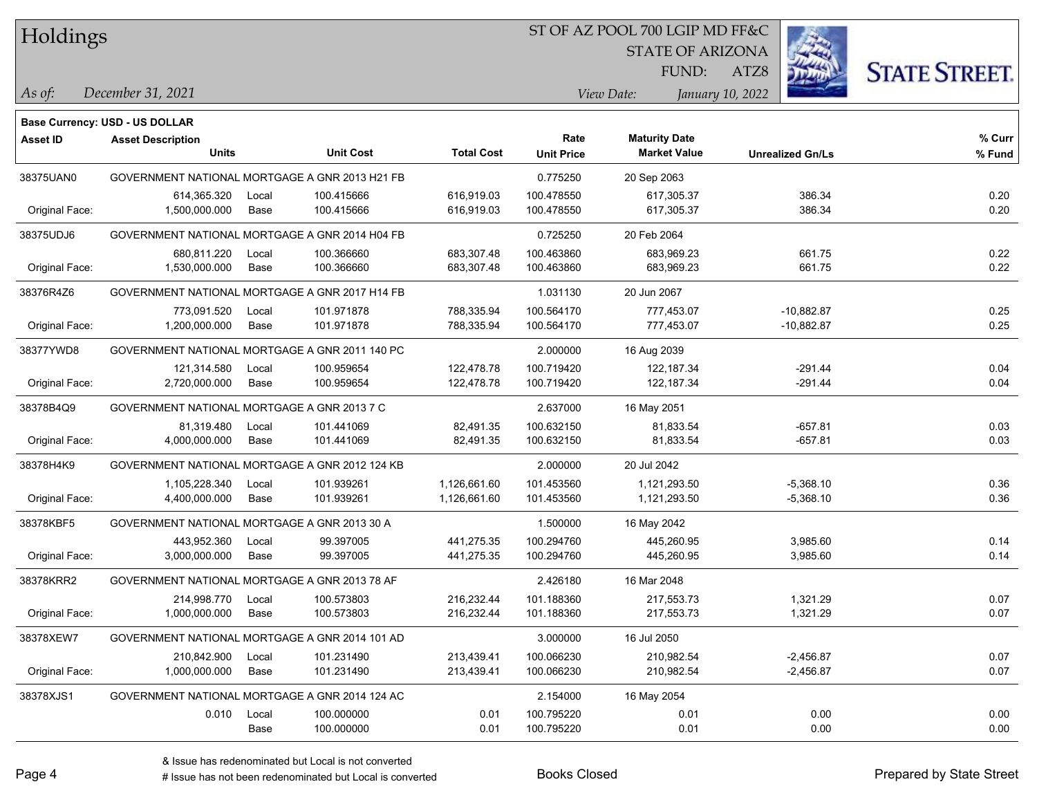# Holdings

ST OF AZ POOL 700 LGIP MD FF&C
STATE OF ARIZONA
FUND: ATZ8

*As of:* *December 31, 2021*
*View Date:* *January 10, 2022*

**Base Currency: USD - US DOLLAR**

| Asset ID | Asset Description<br>Units | | Unit Cost | Total Cost | Rate<br>Unit Price | Maturity Date<br>Market Value | Unrealized Gn/Ls | % Curr<br>% Fund |
|---|---|---|---|---|---|---|---|---|
| 38375UAN0 | GOVERNMENT NATIONAL MORTGAGE A GNR 2013 H21 FB | | | | 0.775250 | 20 Sep 2063 | | |
| | 614,365.320 | Local | 100.415666 | 616,919.03 | 100.478550 | 617,305.37 | 386.34 | 0.20 |
| Original Face: | 1,500,000.000 | Base | 100.415666 | 616,919.03 | 100.478550 | 617,305.37 | 386.34 | 0.20 |
| 38375UDJ6 | GOVERNMENT NATIONAL MORTGAGE A GNR 2014 H04 FB | | | | 0.725250 | 20 Feb 2064 | | |
| | 680,811.220 | Local | 100.366660 | 683,307.48 | 100.463860 | 683,969.23 | 661.75 | 0.22 |
| Original Face: | 1,530,000.000 | Base | 100.366660 | 683,307.48 | 100.463860 | 683,969.23 | 661.75 | 0.22 |
| 38376R4Z6 | GOVERNMENT NATIONAL MORTGAGE A GNR 2017 H14 FB | | | | 1.031130 | 20 Jun 2067 | | |
| | 773,091.520 | Local | 101.971878 | 788,335.94 | 100.564170 | 777,453.07 | -10,882.87 | 0.25 |
| Original Face: | 1,200,000.000 | Base | 101.971878 | 788,335.94 | 100.564170 | 777,453.07 | -10,882.87 | 0.25 |
| 38377YWD8 | GOVERNMENT NATIONAL MORTGAGE A GNR 2011 140 PC | | | | 2.000000 | 16 Aug 2039 | | |
| | 121,314.580 | Local | 100.959654 | 122,478.78 | 100.719420 | 122,187.34 | -291.44 | 0.04 |
| Original Face: | 2,720,000.000 | Base | 100.959654 | 122,478.78 | 100.719420 | 122,187.34 | -291.44 | 0.04 |
| 38378B4Q9 | GOVERNMENT NATIONAL MORTGAGE A GNR 2013 7 C | | | | 2.637000 | 16 May 2051 | | |
| | 81,319.480 | Local | 101.441069 | 82,491.35 | 100.632150 | 81,833.54 | -657.81 | 0.03 |
| Original Face: | 4,000,000.000 | Base | 101.441069 | 82,491.35 | 100.632150 | 81,833.54 | -657.81 | 0.03 |
| 38378H4K9 | GOVERNMENT NATIONAL MORTGAGE A GNR 2012 124 KB | | | | 2.000000 | 20 Jul 2042 | | |
| | 1,105,228.340 | Local | 101.939261 | 1,126,661.60 | 101.453560 | 1,121,293.50 | -5,368.10 | 0.36 |
| Original Face: | 4,400,000.000 | Base | 101.939261 | 1,126,661.60 | 101.453560 | 1,121,293.50 | -5,368.10 | 0.36 |
| 38378KBF5 | GOVERNMENT NATIONAL MORTGAGE A GNR 2013 30 A | | | | 1.500000 | 16 May 2042 | | |
| | 443,952.360 | Local | 99.397005 | 441,275.35 | 100.294760 | 445,260.95 | 3,985.60 | 0.14 |
| Original Face: | 3,000,000.000 | Base | 99.397005 | 441,275.35 | 100.294760 | 445,260.95 | 3,985.60 | 0.14 |
| 38378KRR2 | GOVERNMENT NATIONAL MORTGAGE A GNR 2013 78 AF | | | | 2.426180 | 16 Mar 2048 | | |
| | 214,998.770 | Local | 100.573803 | 216,232.44 | 101.188360 | 217,553.73 | 1,321.29 | 0.07 |
| Original Face: | 1,000,000.000 | Base | 100.573803 | 216,232.44 | 101.188360 | 217,553.73 | 1,321.29 | 0.07 |
| 38378XEW7 | GOVERNMENT NATIONAL MORTGAGE A GNR 2014 101 AD | | | | 3.000000 | 16 Jul 2050 | | |
| | 210,842.900 | Local | 101.231490 | 213,439.41 | 100.066230 | 210,982.54 | -2,456.87 | 0.07 |
| Original Face: | 1,000,000.000 | Base | 101.231490 | 213,439.41 | 100.066230 | 210,982.54 | -2,456.87 | 0.07 |
| 38378XJS1 | GOVERNMENT NATIONAL MORTGAGE A GNR 2014 124 AC | | | | 2.154000 | 16 May 2054 | | |
| | 0.010 | Local | 100.000000 | 0.01 | 100.795220 | 0.01 | 0.00 | 0.00 |
| | | Base | 100.000000 | 0.01 | 100.795220 | 0.01 | 0.00 | 0.00 |

& Issue has redenominated but Local is not converted
# Issue has not been redenominated but Local is converted

Books Closed

Prepared by State Street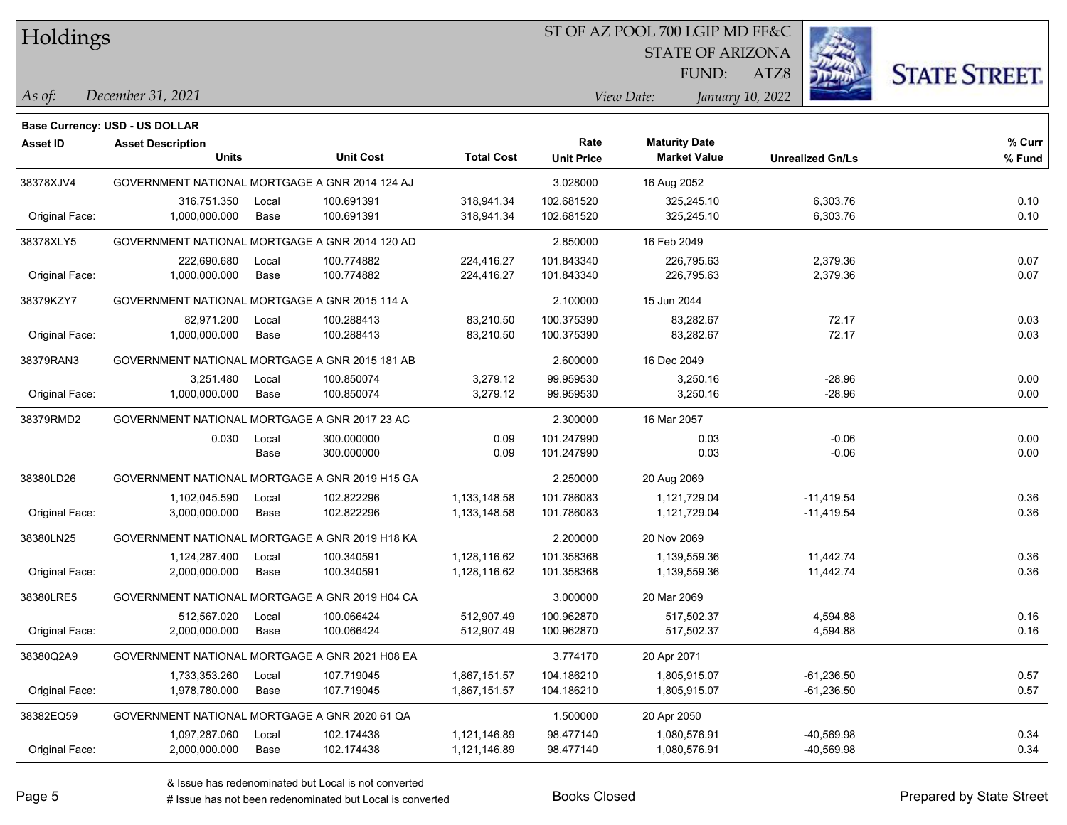**Base Currency: USD - US DOLLAR**

| Asset ID | Asset Description / Units | | Unit Cost | Total Cost | Rate / Unit Price | Maturity Date / Market Value | Unrealized Gn/Ls | % Curr / % Fund |
|---|---|---|---|---|---|---|---|---|
| 38378XJV4 | GOVERNMENT NATIONAL MORTGAGE A GNR 2014 124 AJ | | | | 3.028000 | 16 Aug 2052 | | |
| | 316,751.350 | Local | 100.691391 | 318,941.34 | 102.681520 | 325,245.10 | 6,303.76 | 0.10 |
| Original Face: | 1,000,000.000 | Base | 100.691391 | 318,941.34 | 102.681520 | 325,245.10 | 6,303.76 | 0.10 |
| 38378XLY5 | GOVERNMENT NATIONAL MORTGAGE A GNR 2014 120 AD | | | | 2.850000 | 16 Feb 2049 | | |
| | 222,690.680 | Local | 100.774882 | 224,416.27 | 101.843340 | 226,795.63 | 2,379.36 | 0.07 |
| Original Face: | 1,000,000.000 | Base | 100.774882 | 224,416.27 | 101.843340 | 226,795.63 | 2,379.36 | 0.07 |
| 38379KZY7 | GOVERNMENT NATIONAL MORTGAGE A GNR 2015 114 A | | | | 2.100000 | 15 Jun 2044 | | |
| | 82,971.200 | Local | 100.288413 | 83,210.50 | 100.375390 | 83,282.67 | 72.17 | 0.03 |
| Original Face: | 1,000,000.000 | Base | 100.288413 | 83,210.50 | 100.375390 | 83,282.67 | 72.17 | 0.03 |
| 38379RAN3 | GOVERNMENT NATIONAL MORTGAGE A GNR 2015 181 AB | | | | 2.600000 | 16 Dec 2049 | | |
| | 3,251.480 | Local | 100.850074 | 3,279.12 | 99.959530 | 3,250.16 | -28.96 | 0.00 |
| Original Face: | 1,000,000.000 | Base | 100.850074 | 3,279.12 | 99.959530 | 3,250.16 | -28.96 | 0.00 |
| 38379RMD2 | GOVERNMENT NATIONAL MORTGAGE A GNR 2017 23 AC | | | | 2.300000 | 16 Mar 2057 | | |
| | 0.030 | Local | 300.000000 | 0.09 | 101.247990 | 0.03 | -0.06 | 0.00 |
| | | Base | 300.000000 | 0.09 | 101.247990 | 0.03 | -0.06 | 0.00 |
| 38380LD26 | GOVERNMENT NATIONAL MORTGAGE A GNR 2019 H15 GA | | | | 2.250000 | 20 Aug 2069 | | |
| | 1,102,045.590 | Local | 102.822296 | 1,133,148.58 | 101.786083 | 1,121,729.04 | -11,419.54 | 0.36 |
| Original Face: | 3,000,000.000 | Base | 102.822296 | 1,133,148.58 | 101.786083 | 1,121,729.04 | -11,419.54 | 0.36 |
| 38380LN25 | GOVERNMENT NATIONAL MORTGAGE A GNR 2019 H18 KA | | | | 2.200000 | 20 Nov 2069 | | |
| | 1,124,287.400 | Local | 100.340591 | 1,128,116.62 | 101.358368 | 1,139,559.36 | 11,442.74 | 0.36 |
| Original Face: | 2,000,000.000 | Base | 100.340591 | 1,128,116.62 | 101.358368 | 1,139,559.36 | 11,442.74 | 0.36 |
| 38380LRE5 | GOVERNMENT NATIONAL MORTGAGE A GNR 2019 H04 CA | | | | 3.000000 | 20 Mar 2069 | | |
| | 512,567.020 | Local | 100.066424 | 512,907.49 | 100.962870 | 517,502.37 | 4,594.88 | 0.16 |
| Original Face: | 2,000,000.000 | Base | 100.066424 | 512,907.49 | 100.962870 | 517,502.37 | 4,594.88 | 0.16 |
| 38380Q2A9 | GOVERNMENT NATIONAL MORTGAGE A GNR 2021 H08 EA | | | | 3.774170 | 20 Apr 2071 | | |
| | 1,733,353.260 | Local | 107.719045 | 1,867,151.57 | 104.186210 | 1,805,915.07 | -61,236.50 | 0.57 |
| Original Face: | 1,978,780.000 | Base | 107.719045 | 1,867,151.57 | 104.186210 | 1,805,915.07 | -61,236.50 | 0.57 |
| 38382EQ59 | GOVERNMENT NATIONAL MORTGAGE A GNR 2020 61 QA | | | | 1.500000 | 20 Apr 2050 | | |
| | 1,097,287.060 | Local | 102.174438 | 1,121,146.89 | 98.477140 | 1,080,576.91 | -40,569.98 | 0.34 |
| Original Face: | 2,000,000.000 | Base | 102.174438 | 1,121,146.89 | 98.477140 | 1,080,576.91 | -40,569.98 | 0.34 |

& Issue has redenominated but Local is not converted

# Issue has not been redenominated but Local is converted

Books Closed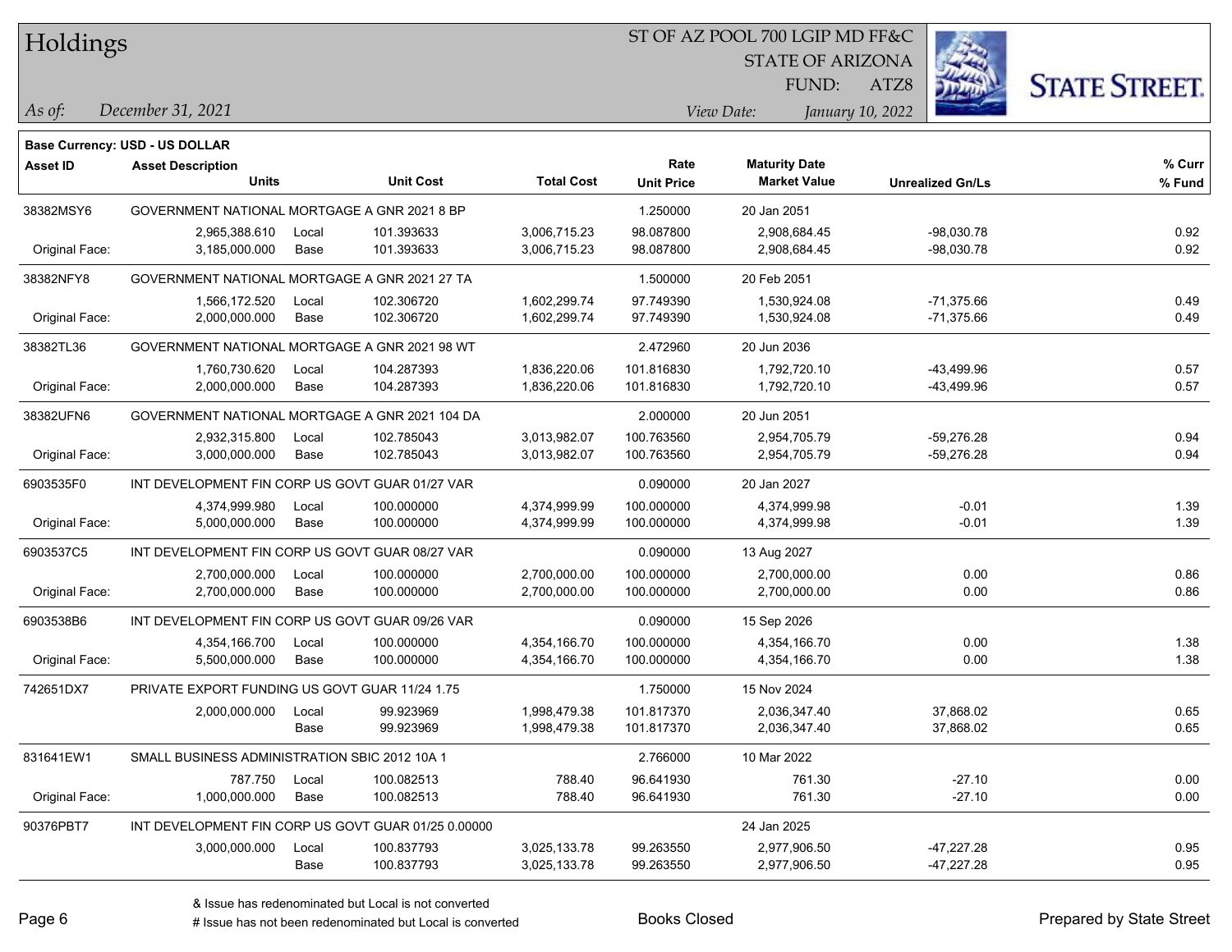# Holdings

ST OF AZ POOL 700 LGIP MD FF&C
STATE OF ARIZONA
FUND: ATZ8

*As of:* *December 31, 2021*
*View Date:* *January 10, 2022*

**Base Currency: USD - US DOLLAR**

| Asset ID | Asset Description / Units | | Unit Cost | Total Cost | Rate / Unit Price | Maturity Date / Market Value | Unrealized Gn/Ls | % Curr / % Fund |
|---|---|---|---|---|---|---|---|---|
| 38382MSY6 | GOVERNMENT NATIONAL MORTGAGE A GNR 2021 8 BP | | | | 1.250000 | 20 Jan 2051 | | |
| | 2,965,388.610 | Local | 101.393633 | 3,006,715.23 | 98.087800 | 2,908,684.45 | -98,030.78 | 0.92 |
| Original Face: | 3,185,000.000 | Base | 101.393633 | 3,006,715.23 | 98.087800 | 2,908,684.45 | -98,030.78 | 0.92 |
| 38382NFY8 | GOVERNMENT NATIONAL MORTGAGE A GNR 2021 27 TA | | | | 1.500000 | 20 Feb 2051 | | |
| | 1,566,172.520 | Local | 102.306720 | 1,602,299.74 | 97.749390 | 1,530,924.08 | -71,375.66 | 0.49 |
| Original Face: | 2,000,000.000 | Base | 102.306720 | 1,602,299.74 | 97.749390 | 1,530,924.08 | -71,375.66 | 0.49 |
| 38382TL36 | GOVERNMENT NATIONAL MORTGAGE A GNR 2021 98 WT | | | | 2.472960 | 20 Jun 2036 | | |
| | 1,760,730.620 | Local | 104.287393 | 1,836,220.06 | 101.816830 | 1,792,720.10 | -43,499.96 | 0.57 |
| Original Face: | 2,000,000.000 | Base | 104.287393 | 1,836,220.06 | 101.816830 | 1,792,720.10 | -43,499.96 | 0.57 |
| 38382UFN6 | GOVERNMENT NATIONAL MORTGAGE A GNR 2021 104 DA | | | | 2.000000 | 20 Jun 2051 | | |
| | 2,932,315.800 | Local | 102.785043 | 3,013,982.07 | 100.763560 | 2,954,705.79 | -59,276.28 | 0.94 |
| Original Face: | 3,000,000.000 | Base | 102.785043 | 3,013,982.07 | 100.763560 | 2,954,705.79 | -59,276.28 | 0.94 |
| 6903535F0 | INT DEVELOPMENT FIN CORP US GOVT GUAR 01/27 VAR | | | | 0.090000 | 20 Jan 2027 | | |
| | 4,374,999.980 | Local | 100.000000 | 4,374,999.99 | 100.000000 | 4,374,999.98 | -0.01 | 1.39 |
| Original Face: | 5,000,000.000 | Base | 100.000000 | 4,374,999.99 | 100.000000 | 4,374,999.98 | -0.01 | 1.39 |
| 6903537C5 | INT DEVELOPMENT FIN CORP US GOVT GUAR 08/27 VAR | | | | 0.090000 | 13 Aug 2027 | | |
| | 2,700,000.000 | Local | 100.000000 | 2,700,000.00 | 100.000000 | 2,700,000.00 | 0.00 | 0.86 |
| Original Face: | 2,700,000.000 | Base | 100.000000 | 2,700,000.00 | 100.000000 | 2,700,000.00 | 0.00 | 0.86 |
| 6903538B6 | INT DEVELOPMENT FIN CORP US GOVT GUAR 09/26 VAR | | | | 0.090000 | 15 Sep 2026 | | |
| | 4,354,166.700 | Local | 100.000000 | 4,354,166.70 | 100.000000 | 4,354,166.70 | 0.00 | 1.38 |
| Original Face: | 5,500,000.000 | Base | 100.000000 | 4,354,166.70 | 100.000000 | 4,354,166.70 | 0.00 | 1.38 |
| 742651DX7 | PRIVATE EXPORT FUNDING US GOVT GUAR 11/24 1.75 | | | | 1.750000 | 15 Nov 2024 | | |
| | 2,000,000.000 | Local | 99.923969 | 1,998,479.38 | 101.817370 | 2,036,347.40 | 37,868.02 | 0.65 |
| | | Base | 99.923969 | 1,998,479.38 | 101.817370 | 2,036,347.40 | 37,868.02 | 0.65 |
| 831641EW1 | SMALL BUSINESS ADMINISTRATION SBIC 2012 10A 1 | | | | 2.766000 | 10 Mar 2022 | | |
| | 787.750 | Local | 100.082513 | 788.40 | 96.641930 | 761.30 | -27.10 | 0.00 |
| Original Face: | 1,000,000.000 | Base | 100.082513 | 788.40 | 96.641930 | 761.30 | -27.10 | 0.00 |
| 90376PBT7 | INT DEVELOPMENT FIN CORP US GOVT GUAR 01/25 0.00000 | | | | | 24 Jan 2025 | | |
| | 3,000,000.000 | Local | 100.837793 | 3,025,133.78 | 99.263550 | 2,977,906.50 | -47,227.28 | 0.95 |
| | | Base | 100.837793 | 3,025,133.78 | 99.263550 | 2,977,906.50 | -47,227.28 | 0.95 |

& Issue has redenominated but Local is not converted
# Issue has not been redenominated but Local is converted

Books Closed

Prepared by State Street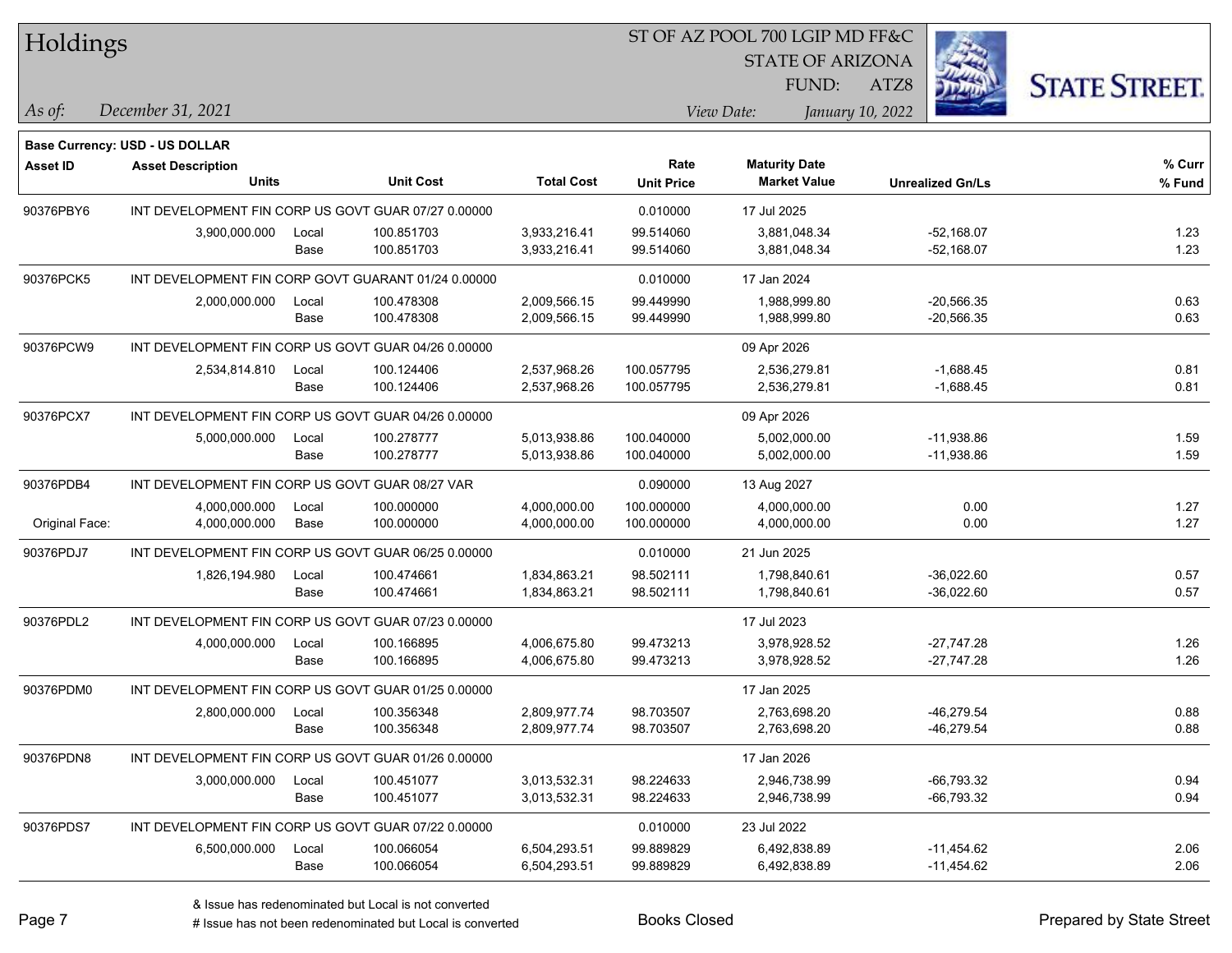# Holdings

ST OF AZ POOL 700 LGIP MD FF&C
STATE OF ARIZONA
FUND: ATZ8

*As of:* *December 31, 2021*
*View Date:* *January 10, 2022*

**Base Currency: USD - US DOLLAR**

| Asset ID | Asset Description / Units | | Unit Cost | Total Cost | Rate / Unit Price | Maturity Date / Market Value | Unrealized Gn/Ls | % Curr / % Fund |
|---|---|---|---|---|---|---|---|---|
| 90376PBY6 | INT DEVELOPMENT FIN CORP US GOVT GUAR 07/27 0.00000 | | | | 0.010000 | 17 Jul 2025 | | |
| | 3,900,000.000 | Local | 100.851703 | 3,933,216.41 | 99.514060 | 3,881,048.34 | -52,168.07 | 1.23 |
| | | Base | 100.851703 | 3,933,216.41 | 99.514060 | 3,881,048.34 | -52,168.07 | 1.23 |
| 90376PCK5 | INT DEVELOPMENT FIN CORP GOVT GUARANT 01/24 0.00000 | | | | 0.010000 | 17 Jan 2024 | | |
| | 2,000,000.000 | Local | 100.478308 | 2,009,566.15 | 99.449990 | 1,988,999.80 | -20,566.35 | 0.63 |
| | | Base | 100.478308 | 2,009,566.15 | 99.449990 | 1,988,999.80 | -20,566.35 | 0.63 |
| 90376PCW9 | INT DEVELOPMENT FIN CORP US GOVT GUAR 04/26 0.00000 | | | | | 09 Apr 2026 | | |
| | 2,534,814.810 | Local | 100.124406 | 2,537,968.26 | 100.057795 | 2,536,279.81 | -1,688.45 | 0.81 |
| | | Base | 100.124406 | 2,537,968.26 | 100.057795 | 2,536,279.81 | -1,688.45 | 0.81 |
| 90376PCX7 | INT DEVELOPMENT FIN CORP US GOVT GUAR 04/26 0.00000 | | | | | 09 Apr 2026 | | |
| | 5,000,000.000 | Local | 100.278777 | 5,013,938.86 | 100.040000 | 5,002,000.00 | -11,938.86 | 1.59 |
| | | Base | 100.278777 | 5,013,938.86 | 100.040000 | 5,002,000.00 | -11,938.86 | 1.59 |
| 90376PDB4 | INT DEVELOPMENT FIN CORP US GOVT GUAR 08/27 VAR | | | | 0.090000 | 13 Aug 2027 | | |
| | 4,000,000.000 | Local | 100.000000 | 4,000,000.00 | 100.000000 | 4,000,000.00 | 0.00 | 1.27 |
| Original Face: | 4,000,000.000 | Base | 100.000000 | 4,000,000.00 | 100.000000 | 4,000,000.00 | 0.00 | 1.27 |
| 90376PDJ7 | INT DEVELOPMENT FIN CORP US GOVT GUAR 06/25 0.00000 | | | | 0.010000 | 21 Jun 2025 | | |
| | 1,826,194.980 | Local | 100.474661 | 1,834,863.21 | 98.502111 | 1,798,840.61 | -36,022.60 | 0.57 |
| | | Base | 100.474661 | 1,834,863.21 | 98.502111 | 1,798,840.61 | -36,022.60 | 0.57 |
| 90376PDL2 | INT DEVELOPMENT FIN CORP US GOVT GUAR 07/23 0.00000 | | | | | 17 Jul 2023 | | |
| | 4,000,000.000 | Local | 100.166895 | 4,006,675.80 | 99.473213 | 3,978,928.52 | -27,747.28 | 1.26 |
| | | Base | 100.166895 | 4,006,675.80 | 99.473213 | 3,978,928.52 | -27,747.28 | 1.26 |
| 90376PDM0 | INT DEVELOPMENT FIN CORP US GOVT GUAR 01/25 0.00000 | | | | | 17 Jan 2025 | | |
| | 2,800,000.000 | Local | 100.356348 | 2,809,977.74 | 98.703507 | 2,763,698.20 | -46,279.54 | 0.88 |
| | | Base | 100.356348 | 2,809,977.74 | 98.703507 | 2,763,698.20 | -46,279.54 | 0.88 |
| 90376PDN8 | INT DEVELOPMENT FIN CORP US GOVT GUAR 01/26 0.00000 | | | | | 17 Jan 2026 | | |
| | 3,000,000.000 | Local | 100.451077 | 3,013,532.31 | 98.224633 | 2,946,738.99 | -66,793.32 | 0.94 |
| | | Base | 100.451077 | 3,013,532.31 | 98.224633 | 2,946,738.99 | -66,793.32 | 0.94 |
| 90376PDS7 | INT DEVELOPMENT FIN CORP US GOVT GUAR 07/22 0.00000 | | | | 0.010000 | 23 Jul 2022 | | |
| | 6,500,000.000 | Local | 100.066054 | 6,504,293.51 | 99.889829 | 6,492,838.89 | -11,454.62 | 2.06 |
| | | Base | 100.066054 | 6,504,293.51 | 99.889829 | 6,492,838.89 | -11,454.62 | 2.06 |

& Issue has redenominated but Local is not converted
# Issue has not been redenominated but Local is converted

Books Closed

Prepared by State Street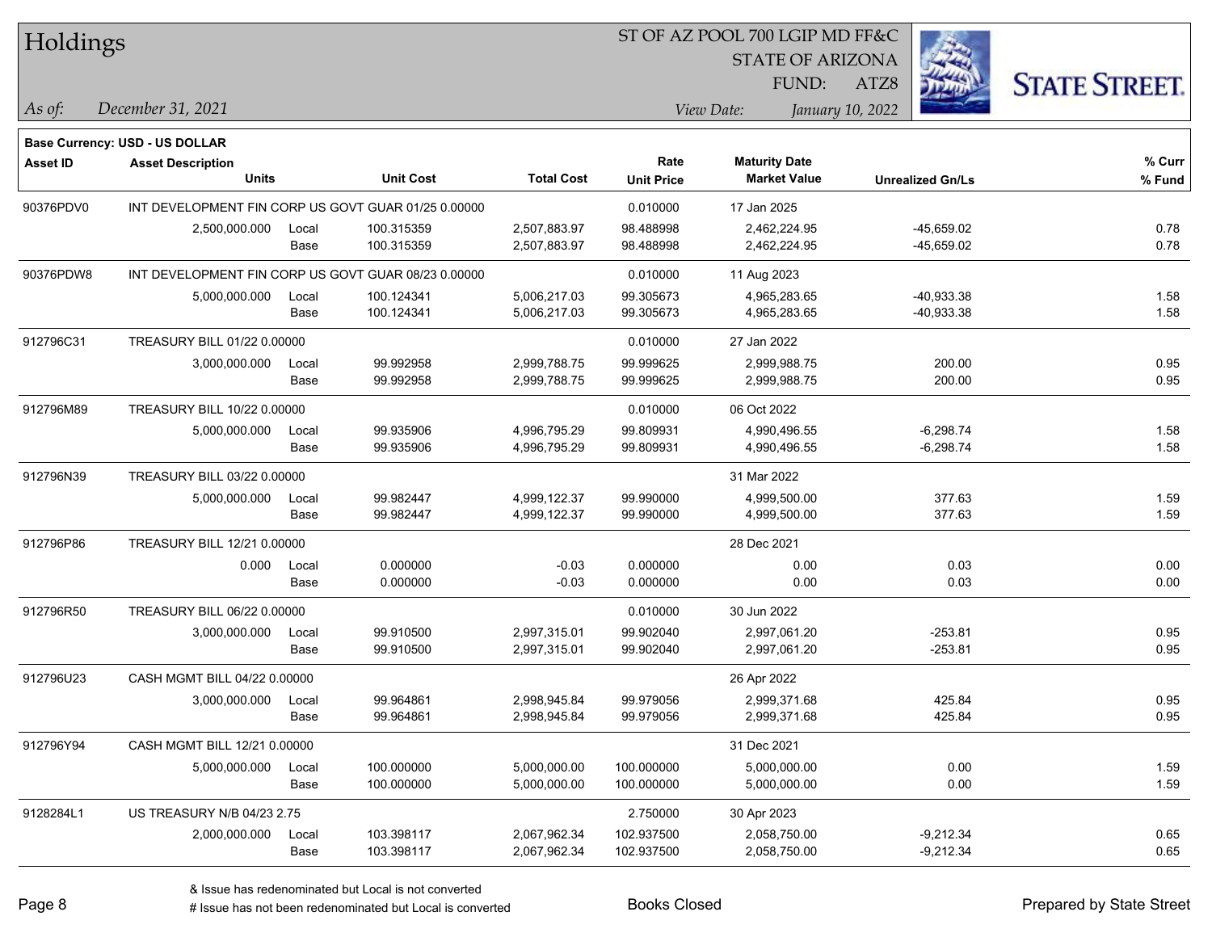# Holdings

ST OF AZ POOL 700 LGIP MD FF&C
STATE OF ARIZONA
FUND: ATZ8

*As of:* *December 31, 2021*

*View Date:* *January 10, 2022*

**Base Currency: USD - US DOLLAR**

| Asset ID | Asset Description / Units | | Unit Cost | Total Cost | Rate / Unit Price | Maturity Date / Market Value | Unrealized Gn/Ls | % Curr / % Fund |
|---|---|---|---|---|---|---|---|---|
| 90376PDV0 | INT DEVELOPMENT FIN CORP US GOVT GUAR 01/25 0.00000 | | | | 0.010000 | 17 Jan 2025 | | |
| | 2,500,000.000 | Local | 100.315359 | 2,507,883.97 | 98.488998 | 2,462,224.95 | -45,659.02 | 0.78 |
| | | Base | 100.315359 | 2,507,883.97 | 98.488998 | 2,462,224.95 | -45,659.02 | 0.78 |
| 90376PDW8 | INT DEVELOPMENT FIN CORP US GOVT GUAR 08/23 0.00000 | | | | 0.010000 | 11 Aug 2023 | | |
| | 5,000,000.000 | Local | 100.124341 | 5,006,217.03 | 99.305673 | 4,965,283.65 | -40,933.38 | 1.58 |
| | | Base | 100.124341 | 5,006,217.03 | 99.305673 | 4,965,283.65 | -40,933.38 | 1.58 |
| 912796C31 | TREASURY BILL 01/22 0.00000 | | | | 0.010000 | 27 Jan 2022 | | |
| | 3,000,000.000 | Local | 99.992958 | 2,999,788.75 | 99.999625 | 2,999,988.75 | 200.00 | 0.95 |
| | | Base | 99.992958 | 2,999,788.75 | 99.999625 | 2,999,988.75 | 200.00 | 0.95 |
| 912796M89 | TREASURY BILL 10/22 0.00000 | | | | 0.010000 | 06 Oct 2022 | | |
| | 5,000,000.000 | Local | 99.935906 | 4,996,795.29 | 99.809931 | 4,990,496.55 | -6,298.74 | 1.58 |
| | | Base | 99.935906 | 4,996,795.29 | 99.809931 | 4,990,496.55 | -6,298.74 | 1.58 |
| 912796N39 | TREASURY BILL 03/22 0.00000 | | | | | 31 Mar 2022 | | |
| | 5,000,000.000 | Local | 99.982447 | 4,999,122.37 | 99.990000 | 4,999,500.00 | 377.63 | 1.59 |
| | | Base | 99.982447 | 4,999,122.37 | 99.990000 | 4,999,500.00 | 377.63 | 1.59 |
| 912796P86 | TREASURY BILL 12/21 0.00000 | | | | | 28 Dec 2021 | | |
| | 0.000 | Local | 0.000000 | -0.03 | 0.000000 | 0.00 | 0.03 | 0.00 |
| | | Base | 0.000000 | -0.03 | 0.000000 | 0.00 | 0.03 | 0.00 |
| 912796R50 | TREASURY BILL 06/22 0.00000 | | | | 0.010000 | 30 Jun 2022 | | |
| | 3,000,000.000 | Local | 99.910500 | 2,997,315.01 | 99.902040 | 2,997,061.20 | -253.81 | 0.95 |
| | | Base | 99.910500 | 2,997,315.01 | 99.902040 | 2,997,061.20 | -253.81 | 0.95 |
| 912796U23 | CASH MGMT BILL 04/22 0.00000 | | | | | 26 Apr 2022 | | |
| | 3,000,000.000 | Local | 99.964861 | 2,998,945.84 | 99.979056 | 2,999,371.68 | 425.84 | 0.95 |
| | | Base | 99.964861 | 2,998,945.84 | 99.979056 | 2,999,371.68 | 425.84 | 0.95 |
| 912796Y94 | CASH MGMT BILL 12/21 0.00000 | | | | | 31 Dec 2021 | | |
| | 5,000,000.000 | Local | 100.000000 | 5,000,000.00 | 100.000000 | 5,000,000.00 | 0.00 | 1.59 |
| | | Base | 100.000000 | 5,000,000.00 | 100.000000 | 5,000,000.00 | 0.00 | 1.59 |
| 9128284L1 | US TREASURY N/B 04/23 2.75 | | | | 2.750000 | 30 Apr 2023 | | |
| | 2,000,000.000 | Local | 103.398117 | 2,067,962.34 | 102.937500 | 2,058,750.00 | -9,212.34 | 0.65 |
| | | Base | 103.398117 | 2,067,962.34 | 102.937500 | 2,058,750.00 | -9,212.34 | 0.65 |

& Issue has redenominated but Local is not converted
# Issue has not been redenominated but Local is converted

Books Closed

Prepared by State Street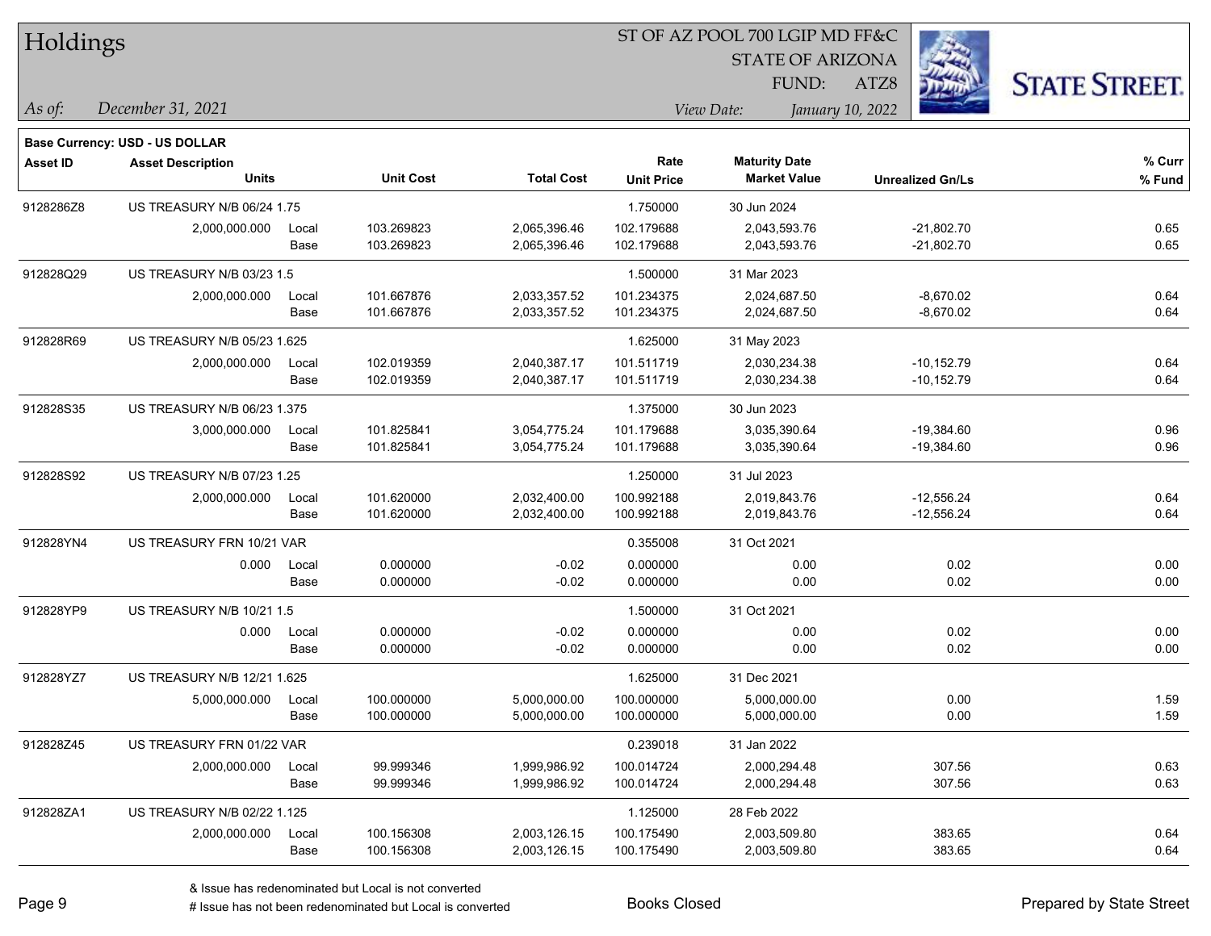# Holdings

ST OF AZ POOL 700 LGIP MD FF&C
STATE OF ARIZONA
FUND: ATZ8

*As of:* *December 31, 2021*

*View Date:* *January 10, 2022*

**Base Currency: USD - US DOLLAR**

| Asset ID | Asset Description / Units | | Unit Cost | Total Cost | Rate / Unit Price | Maturity Date / Market Value | Unrealized Gn/Ls | % Curr / % Fund |
|---|---|---|---|---|---|---|---|---|
| 9128286Z8 | US TREASURY N/B 06/24 1.75 | | | | 1.750000 | 30 Jun 2024 | | |
| | 2,000,000.000 | Local | 103.269823 | 2,065,396.46 | 102.179688 | 2,043,593.76 | -21,802.70 | 0.65 |
| | | Base | 103.269823 | 2,065,396.46 | 102.179688 | 2,043,593.76 | -21,802.70 | 0.65 |
| 912828Q29 | US TREASURY N/B 03/23 1.5 | | | | 1.500000 | 31 Mar 2023 | | |
| | 2,000,000.000 | Local | 101.667876 | 2,033,357.52 | 101.234375 | 2,024,687.50 | -8,670.02 | 0.64 |
| | | Base | 101.667876 | 2,033,357.52 | 101.234375 | 2,024,687.50 | -8,670.02 | 0.64 |
| 912828R69 | US TREASURY N/B 05/23 1.625 | | | | 1.625000 | 31 May 2023 | | |
| | 2,000,000.000 | Local | 102.019359 | 2,040,387.17 | 101.511719 | 2,030,234.38 | -10,152.79 | 0.64 |
| | | Base | 102.019359 | 2,040,387.17 | 101.511719 | 2,030,234.38 | -10,152.79 | 0.64 |
| 912828S35 | US TREASURY N/B 06/23 1.375 | | | | 1.375000 | 30 Jun 2023 | | |
| | 3,000,000.000 | Local | 101.825841 | 3,054,775.24 | 101.179688 | 3,035,390.64 | -19,384.60 | 0.96 |
| | | Base | 101.825841 | 3,054,775.24 | 101.179688 | 3,035,390.64 | -19,384.60 | 0.96 |
| 912828S92 | US TREASURY N/B 07/23 1.25 | | | | 1.250000 | 31 Jul 2023 | | |
| | 2,000,000.000 | Local | 101.620000 | 2,032,400.00 | 100.992188 | 2,019,843.76 | -12,556.24 | 0.64 |
| | | Base | 101.620000 | 2,032,400.00 | 100.992188 | 2,019,843.76 | -12,556.24 | 0.64 |
| 912828YN4 | US TREASURY FRN 10/21 VAR | | | | 0.355008 | 31 Oct 2021 | | |
| | 0.000 | Local | 0.000000 | -0.02 | 0.000000 | 0.00 | 0.02 | 0.00 |
| | | Base | 0.000000 | -0.02 | 0.000000 | 0.00 | 0.02 | 0.00 |
| 912828YP9 | US TREASURY N/B 10/21 1.5 | | | | 1.500000 | 31 Oct 2021 | | |
| | 0.000 | Local | 0.000000 | -0.02 | 0.000000 | 0.00 | 0.02 | 0.00 |
| | | Base | 0.000000 | -0.02 | 0.000000 | 0.00 | 0.02 | 0.00 |
| 912828YZ7 | US TREASURY N/B 12/21 1.625 | | | | 1.625000 | 31 Dec 2021 | | |
| | 5,000,000.000 | Local | 100.000000 | 5,000,000.00 | 100.000000 | 5,000,000.00 | 0.00 | 1.59 |
| | | Base | 100.000000 | 5,000,000.00 | 100.000000 | 5,000,000.00 | 0.00 | 1.59 |
| 912828Z45 | US TREASURY FRN 01/22 VAR | | | | 0.239018 | 31 Jan 2022 | | |
| | 2,000,000.000 | Local | 99.999346 | 1,999,986.92 | 100.014724 | 2,000,294.48 | 307.56 | 0.63 |
| | | Base | 99.999346 | 1,999,986.92 | 100.014724 | 2,000,294.48 | 307.56 | 0.63 |
| 912828ZA1 | US TREASURY N/B 02/22 1.125 | | | | 1.125000 | 28 Feb 2022 | | |
| | 2,000,000.000 | Local | 100.156308 | 2,003,126.15 | 100.175490 | 2,003,509.80 | 383.65 | 0.64 |
| | | Base | 100.156308 | 2,003,126.15 | 100.175490 | 2,003,509.80 | 383.65 | 0.64 |

& Issue has redenominated but Local is not converted
# Issue has not been redenominated but Local is converted

Books Closed

Prepared by State Street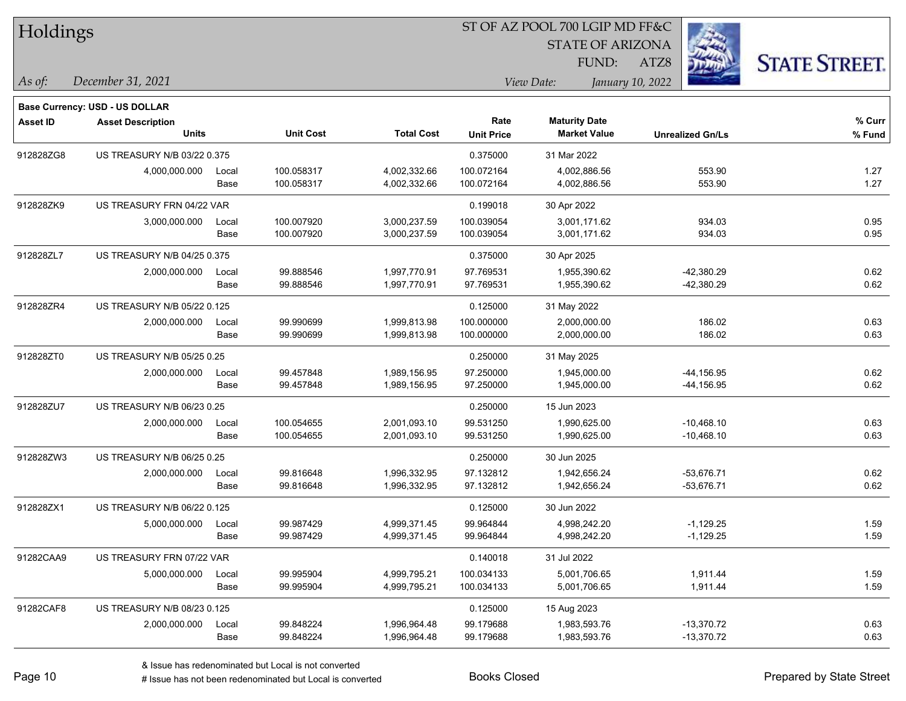# Holdings

ST OF AZ POOL 700 LGIP MD FF&C
STATE OF ARIZONA
FUND: ATZ8

*As of:* *December 31, 2021*
*View Date:* *January 10, 2022*

**Base Currency: USD - US DOLLAR**

| Asset ID | Asset Description / Units | | Unit Cost | Total Cost | Rate / Unit Price | Maturity Date / Market Value | Unrealized Gn/Ls | % Curr / % Fund |
|---|---|---|---|---|---|---|---|---|
| 912828ZG8 | US TREASURY N/B 03/22 0.375 | | | | 0.375000 | 31 Mar 2022 | | |
| | 4,000,000.000 | Local | 100.058317 | 4,002,332.66 | 100.072164 | 4,002,886.56 | 553.90 | 1.27 |
| | | Base | 100.058317 | 4,002,332.66 | 100.072164 | 4,002,886.56 | 553.90 | 1.27 |
| 912828ZK9 | US TREASURY FRN 04/22 VAR | | | | 0.199018 | 30 Apr 2022 | | |
| | 3,000,000.000 | Local | 100.007920 | 3,000,237.59 | 100.039054 | 3,001,171.62 | 934.03 | 0.95 |
| | | Base | 100.007920 | 3,000,237.59 | 100.039054 | 3,001,171.62 | 934.03 | 0.95 |
| 912828ZL7 | US TREASURY N/B 04/25 0.375 | | | | 0.375000 | 30 Apr 2025 | | |
| | 2,000,000.000 | Local | 99.888546 | 1,997,770.91 | 97.769531 | 1,955,390.62 | -42,380.29 | 0.62 |
| | | Base | 99.888546 | 1,997,770.91 | 97.769531 | 1,955,390.62 | -42,380.29 | 0.62 |
| 912828ZR4 | US TREASURY N/B 05/22 0.125 | | | | 0.125000 | 31 May 2022 | | |
| | 2,000,000.000 | Local | 99.990699 | 1,999,813.98 | 100.000000 | 2,000,000.00 | 186.02 | 0.63 |
| | | Base | 99.990699 | 1,999,813.98 | 100.000000 | 2,000,000.00 | 186.02 | 0.63 |
| 912828ZT0 | US TREASURY N/B 05/25 0.25 | | | | 0.250000 | 31 May 2025 | | |
| | 2,000,000.000 | Local | 99.457848 | 1,989,156.95 | 97.250000 | 1,945,000.00 | -44,156.95 | 0.62 |
| | | Base | 99.457848 | 1,989,156.95 | 97.250000 | 1,945,000.00 | -44,156.95 | 0.62 |
| 912828ZU7 | US TREASURY N/B 06/23 0.25 | | | | 0.250000 | 15 Jun 2023 | | |
| | 2,000,000.000 | Local | 100.054655 | 2,001,093.10 | 99.531250 | 1,990,625.00 | -10,468.10 | 0.63 |
| | | Base | 100.054655 | 2,001,093.10 | 99.531250 | 1,990,625.00 | -10,468.10 | 0.63 |
| 912828ZW3 | US TREASURY N/B 06/25 0.25 | | | | 0.250000 | 30 Jun 2025 | | |
| | 2,000,000.000 | Local | 99.816648 | 1,996,332.95 | 97.132812 | 1,942,656.24 | -53,676.71 | 0.62 |
| | | Base | 99.816648 | 1,996,332.95 | 97.132812 | 1,942,656.24 | -53,676.71 | 0.62 |
| 912828ZX1 | US TREASURY N/B 06/22 0.125 | | | | 0.125000 | 30 Jun 2022 | | |
| | 5,000,000.000 | Local | 99.987429 | 4,999,371.45 | 99.964844 | 4,998,242.20 | -1,129.25 | 1.59 |
| | | Base | 99.987429 | 4,999,371.45 | 99.964844 | 4,998,242.20 | -1,129.25 | 1.59 |
| 91282CAA9 | US TREASURY FRN 07/22 VAR | | | | 0.140018 | 31 Jul 2022 | | |
| | 5,000,000.000 | Local | 99.995904 | 4,999,795.21 | 100.034133 | 5,001,706.65 | 1,911.44 | 1.59 |
| | | Base | 99.995904 | 4,999,795.21 | 100.034133 | 5,001,706.65 | 1,911.44 | 1.59 |
| 91282CAF8 | US TREASURY N/B 08/23 0.125 | | | | 0.125000 | 15 Aug 2023 | | |
| | 2,000,000.000 | Local | 99.848224 | 1,996,964.48 | 99.179688 | 1,983,593.76 | -13,370.72 | 0.63 |
| | | Base | 99.848224 | 1,996,964.48 | 99.179688 | 1,983,593.76 | -13,370.72 | 0.63 |

& Issue has redenominated but Local is not converted
# Issue has not been redenominated but Local is converted

Books Closed

Prepared by State Street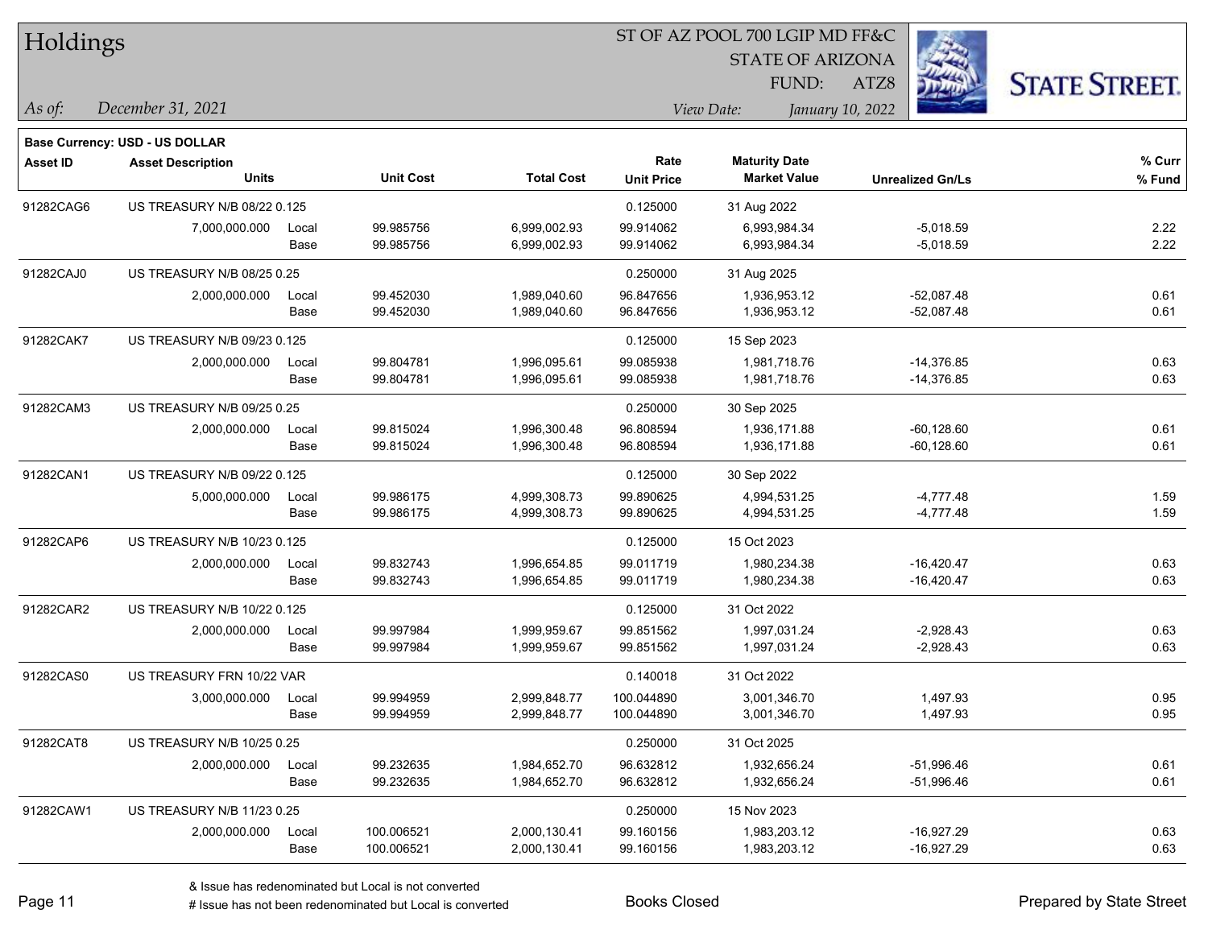# Holdings

ST OF AZ POOL 700 LGIP MD FF&C
STATE OF ARIZONA
FUND: ATZ8

*As of:* *December 31, 2021*

*View Date:* *January 10, 2022*

**Base Currency: USD - US DOLLAR**

| Asset ID | Asset Description / Units | | Unit Cost | Total Cost | Rate / Unit Price | Maturity Date / Market Value | Unrealized Gn/Ls | % Curr / % Fund |
|---|---|---|---|---|---|---|---|---|
| 91282CAG6 | US TREASURY N/B 08/22 0.125 | | | | 0.125000 | 31 Aug 2022 | | |
| | 7,000,000.000 | Local | 99.985756 | 6,999,002.93 | 99.914062 | 6,993,984.34 | -5,018.59 | 2.22 |
| | | Base | 99.985756 | 6,999,002.93 | 99.914062 | 6,993,984.34 | -5,018.59 | 2.22 |
| 91282CAJ0 | US TREASURY N/B 08/25 0.25 | | | | 0.250000 | 31 Aug 2025 | | |
| | 2,000,000.000 | Local | 99.452030 | 1,989,040.60 | 96.847656 | 1,936,953.12 | -52,087.48 | 0.61 |
| | | Base | 99.452030 | 1,989,040.60 | 96.847656 | 1,936,953.12 | -52,087.48 | 0.61 |
| 91282CAK7 | US TREASURY N/B 09/23 0.125 | | | | 0.125000 | 15 Sep 2023 | | |
| | 2,000,000.000 | Local | 99.804781 | 1,996,095.61 | 99.085938 | 1,981,718.76 | -14,376.85 | 0.63 |
| | | Base | 99.804781 | 1,996,095.61 | 99.085938 | 1,981,718.76 | -14,376.85 | 0.63 |
| 91282CAM3 | US TREASURY N/B 09/25 0.25 | | | | 0.250000 | 30 Sep 2025 | | |
| | 2,000,000.000 | Local | 99.815024 | 1,996,300.48 | 96.808594 | 1,936,171.88 | -60,128.60 | 0.61 |
| | | Base | 99.815024 | 1,996,300.48 | 96.808594 | 1,936,171.88 | -60,128.60 | 0.61 |
| 91282CAN1 | US TREASURY N/B 09/22 0.125 | | | | 0.125000 | 30 Sep 2022 | | |
| | 5,000,000.000 | Local | 99.986175 | 4,999,308.73 | 99.890625 | 4,994,531.25 | -4,777.48 | 1.59 |
| | | Base | 99.986175 | 4,999,308.73 | 99.890625 | 4,994,531.25 | -4,777.48 | 1.59 |
| 91282CAP6 | US TREASURY N/B 10/23 0.125 | | | | 0.125000 | 15 Oct 2023 | | |
| | 2,000,000.000 | Local | 99.832743 | 1,996,654.85 | 99.011719 | 1,980,234.38 | -16,420.47 | 0.63 |
| | | Base | 99.832743 | 1,996,654.85 | 99.011719 | 1,980,234.38 | -16,420.47 | 0.63 |
| 91282CAR2 | US TREASURY N/B 10/22 0.125 | | | | 0.125000 | 31 Oct 2022 | | |
| | 2,000,000.000 | Local | 99.997984 | 1,999,959.67 | 99.851562 | 1,997,031.24 | -2,928.43 | 0.63 |
| | | Base | 99.997984 | 1,999,959.67 | 99.851562 | 1,997,031.24 | -2,928.43 | 0.63 |
| 91282CAS0 | US TREASURY FRN 10/22 VAR | | | | 0.140018 | 31 Oct 2022 | | |
| | 3,000,000.000 | Local | 99.994959 | 2,999,848.77 | 100.044890 | 3,001,346.70 | 1,497.93 | 0.95 |
| | | Base | 99.994959 | 2,999,848.77 | 100.044890 | 3,001,346.70 | 1,497.93 | 0.95 |
| 91282CAT8 | US TREASURY N/B 10/25 0.25 | | | | 0.250000 | 31 Oct 2025 | | |
| | 2,000,000.000 | Local | 99.232635 | 1,984,652.70 | 96.632812 | 1,932,656.24 | -51,996.46 | 0.61 |
| | | Base | 99.232635 | 1,984,652.70 | 96.632812 | 1,932,656.24 | -51,996.46 | 0.61 |
| 91282CAW1 | US TREASURY N/B 11/23 0.25 | | | | 0.250000 | 15 Nov 2023 | | |
| | 2,000,000.000 | Local | 100.006521 | 2,000,130.41 | 99.160156 | 1,983,203.12 | -16,927.29 | 0.63 |
| | | Base | 100.006521 | 2,000,130.41 | 99.160156 | 1,983,203.12 | -16,927.29 | 0.63 |

& Issue has redenominated but Local is not converted
# Issue has not been redenominated but Local is converted

Books Closed

Prepared by State Street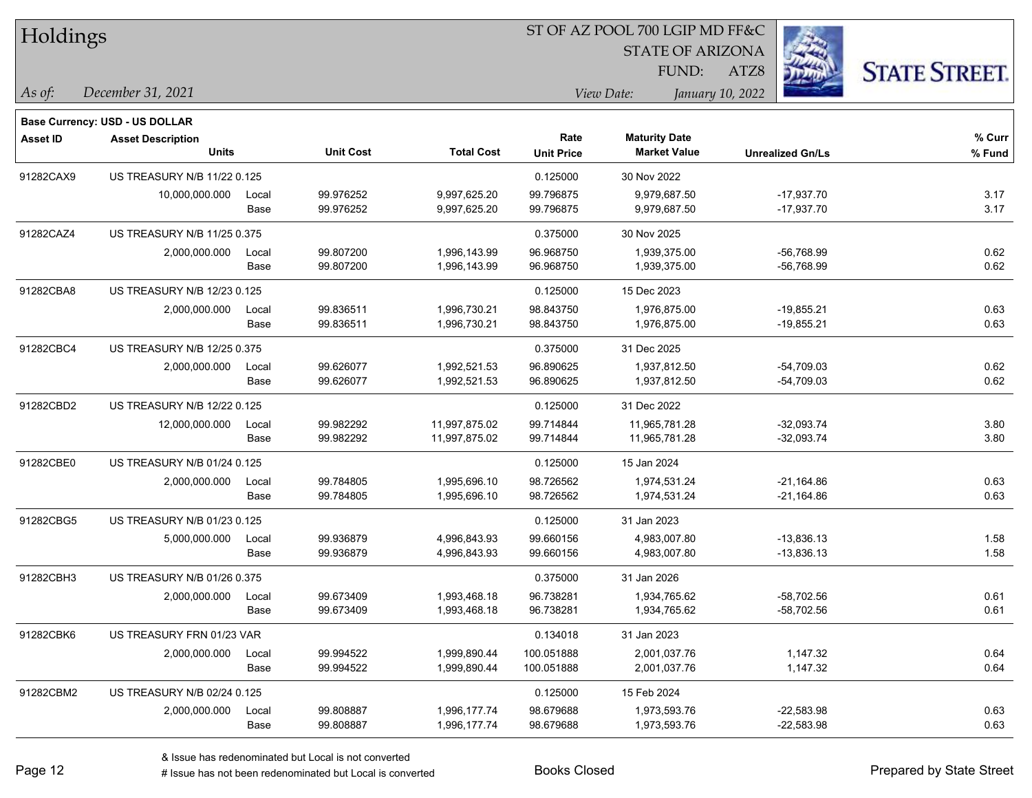# Holdings

ST OF AZ POOL 700 LGIP MD FF&C
STATE OF ARIZONA
FUND: ATZ8

*As of:* *December 31, 2021*

*View Date:* *January 10, 2022*

**Base Currency: USD - US DOLLAR**

| Asset ID | Asset Description / Units | | Unit Cost | Total Cost | Rate / Unit Price | Maturity Date / Market Value | Unrealized Gn/Ls | % Curr / % Fund |
|---|---|---|---|---|---|---|---|---|
| 91282CAX9 | US TREASURY N/B 11/22 0.125 | | | | 0.125000 | 30 Nov 2022 | | |
| | 10,000,000.000 | Local | 99.976252 | 9,997,625.20 | 99.796875 | 9,979,687.50 | -17,937.70 | 3.17 |
| | | Base | 99.976252 | 9,997,625.20 | 99.796875 | 9,979,687.50 | -17,937.70 | 3.17 |
| 91282CAZ4 | US TREASURY N/B 11/25 0.375 | | | | 0.375000 | 30 Nov 2025 | | |
| | 2,000,000.000 | Local | 99.807200 | 1,996,143.99 | 96.968750 | 1,939,375.00 | -56,768.99 | 0.62 |
| | | Base | 99.807200 | 1,996,143.99 | 96.968750 | 1,939,375.00 | -56,768.99 | 0.62 |
| 91282CBA8 | US TREASURY N/B 12/23 0.125 | | | | 0.125000 | 15 Dec 2023 | | |
| | 2,000,000.000 | Local | 99.836511 | 1,996,730.21 | 98.843750 | 1,976,875.00 | -19,855.21 | 0.63 |
| | | Base | 99.836511 | 1,996,730.21 | 98.843750 | 1,976,875.00 | -19,855.21 | 0.63 |
| 91282CBC4 | US TREASURY N/B 12/25 0.375 | | | | 0.375000 | 31 Dec 2025 | | |
| | 2,000,000.000 | Local | 99.626077 | 1,992,521.53 | 96.890625 | 1,937,812.50 | -54,709.03 | 0.62 |
| | | Base | 99.626077 | 1,992,521.53 | 96.890625 | 1,937,812.50 | -54,709.03 | 0.62 |
| 91282CBD2 | US TREASURY N/B 12/22 0.125 | | | | 0.125000 | 31 Dec 2022 | | |
| | 12,000,000.000 | Local | 99.982292 | 11,997,875.02 | 99.714844 | 11,965,781.28 | -32,093.74 | 3.80 |
| | | Base | 99.982292 | 11,997,875.02 | 99.714844 | 11,965,781.28 | -32,093.74 | 3.80 |
| 91282CBE0 | US TREASURY N/B 01/24 0.125 | | | | 0.125000 | 15 Jan 2024 | | |
| | 2,000,000.000 | Local | 99.784805 | 1,995,696.10 | 98.726562 | 1,974,531.24 | -21,164.86 | 0.63 |
| | | Base | 99.784805 | 1,995,696.10 | 98.726562 | 1,974,531.24 | -21,164.86 | 0.63 |
| 91282CBG5 | US TREASURY N/B 01/23 0.125 | | | | 0.125000 | 31 Jan 2023 | | |
| | 5,000,000.000 | Local | 99.936879 | 4,996,843.93 | 99.660156 | 4,983,007.80 | -13,836.13 | 1.58 |
| | | Base | 99.936879 | 4,996,843.93 | 99.660156 | 4,983,007.80 | -13,836.13 | 1.58 |
| 91282CBH3 | US TREASURY N/B 01/26 0.375 | | | | 0.375000 | 31 Jan 2026 | | |
| | 2,000,000.000 | Local | 99.673409 | 1,993,468.18 | 96.738281 | 1,934,765.62 | -58,702.56 | 0.61 |
| | | Base | 99.673409 | 1,993,468.18 | 96.738281 | 1,934,765.62 | -58,702.56 | 0.61 |
| 91282CBK6 | US TREASURY FRN 01/23 VAR | | | | 0.134018 | 31 Jan 2023 | | |
| | 2,000,000.000 | Local | 99.994522 | 1,999,890.44 | 100.051888 | 2,001,037.76 | 1,147.32 | 0.64 |
| | | Base | 99.994522 | 1,999,890.44 | 100.051888 | 2,001,037.76 | 1,147.32 | 0.64 |
| 91282CBM2 | US TREASURY N/B 02/24 0.125 | | | | 0.125000 | 15 Feb 2024 | | |
| | 2,000,000.000 | Local | 99.808887 | 1,996,177.74 | 98.679688 | 1,973,593.76 | -22,583.98 | 0.63 |
| | | Base | 99.808887 | 1,996,177.74 | 98.679688 | 1,973,593.76 | -22,583.98 | 0.63 |

& Issue has redenominated but Local is not converted
# Issue has not been redenominated but Local is converted

Books Closed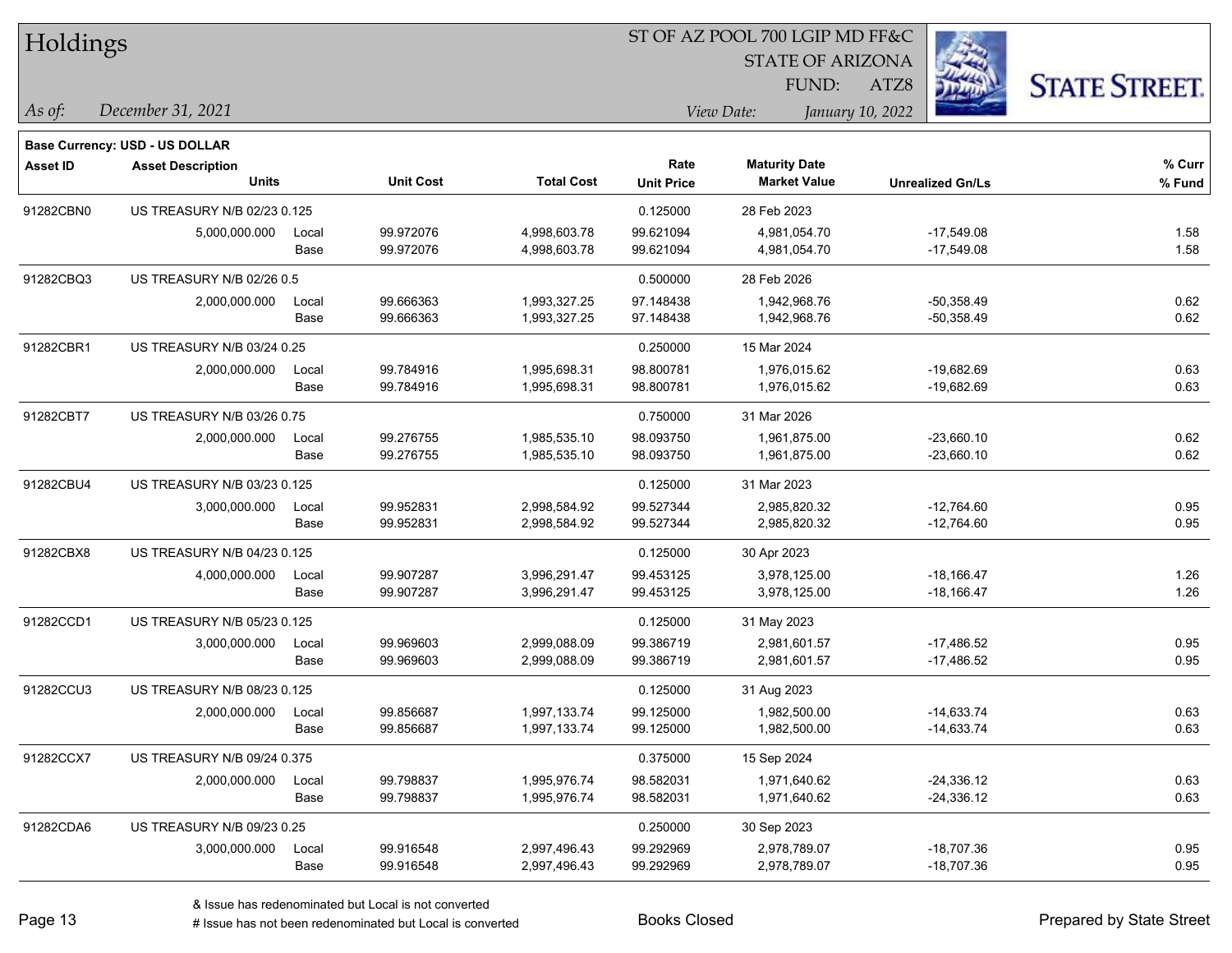# Holdings

ST OF AZ POOL 700 LGIP MD FF&C
STATE OF ARIZONA
FUND: ATZ8

*As of:* *December 31, 2021*

*View Date:* *January 10, 2022*

**Base Currency: USD - US DOLLAR**

| Asset ID | Asset Description / Units | | Unit Cost | Total Cost | Rate / Unit Price | Maturity Date / Market Value | Unrealized Gn/Ls | % Curr / % Fund |
|---|---|---|---|---|---|---|---|---|
| 91282CBN0 | US TREASURY N/B 02/23 0.125 | | | | 0.125000 | 28 Feb 2023 | | |
| | 5,000,000.000 | Local | 99.972076 | 4,998,603.78 | 99.621094 | 4,981,054.70 | -17,549.08 | 1.58 |
| | | Base | 99.972076 | 4,998,603.78 | 99.621094 | 4,981,054.70 | -17,549.08 | 1.58 |
| 91282CBQ3 | US TREASURY N/B 02/26 0.5 | | | | 0.500000 | 28 Feb 2026 | | |
| | 2,000,000.000 | Local | 99.666363 | 1,993,327.25 | 97.148438 | 1,942,968.76 | -50,358.49 | 0.62 |
| | | Base | 99.666363 | 1,993,327.25 | 97.148438 | 1,942,968.76 | -50,358.49 | 0.62 |
| 91282CBR1 | US TREASURY N/B 03/24 0.25 | | | | 0.250000 | 15 Mar 2024 | | |
| | 2,000,000.000 | Local | 99.784916 | 1,995,698.31 | 98.800781 | 1,976,015.62 | -19,682.69 | 0.63 |
| | | Base | 99.784916 | 1,995,698.31 | 98.800781 | 1,976,015.62 | -19,682.69 | 0.63 |
| 91282CBT7 | US TREASURY N/B 03/26 0.75 | | | | 0.750000 | 31 Mar 2026 | | |
| | 2,000,000.000 | Local | 99.276755 | 1,985,535.10 | 98.093750 | 1,961,875.00 | -23,660.10 | 0.62 |
| | | Base | 99.276755 | 1,985,535.10 | 98.093750 | 1,961,875.00 | -23,660.10 | 0.62 |
| 91282CBU4 | US TREASURY N/B 03/23 0.125 | | | | 0.125000 | 31 Mar 2023 | | |
| | 3,000,000.000 | Local | 99.952831 | 2,998,584.92 | 99.527344 | 2,985,820.32 | -12,764.60 | 0.95 |
| | | Base | 99.952831 | 2,998,584.92 | 99.527344 | 2,985,820.32 | -12,764.60 | 0.95 |
| 91282CBX8 | US TREASURY N/B 04/23 0.125 | | | | 0.125000 | 30 Apr 2023 | | |
| | 4,000,000.000 | Local | 99.907287 | 3,996,291.47 | 99.453125 | 3,978,125.00 | -18,166.47 | 1.26 |
| | | Base | 99.907287 | 3,996,291.47 | 99.453125 | 3,978,125.00 | -18,166.47 | 1.26 |
| 91282CCD1 | US TREASURY N/B 05/23 0.125 | | | | 0.125000 | 31 May 2023 | | |
| | 3,000,000.000 | Local | 99.969603 | 2,999,088.09 | 99.386719 | 2,981,601.57 | -17,486.52 | 0.95 |
| | | Base | 99.969603 | 2,999,088.09 | 99.386719 | 2,981,601.57 | -17,486.52 | 0.95 |
| 91282CCU3 | US TREASURY N/B 08/23 0.125 | | | | 0.125000 | 31 Aug 2023 | | |
| | 2,000,000.000 | Local | 99.856687 | 1,997,133.74 | 99.125000 | 1,982,500.00 | -14,633.74 | 0.63 |
| | | Base | 99.856687 | 1,997,133.74 | 99.125000 | 1,982,500.00 | -14,633.74 | 0.63 |
| 91282CCX7 | US TREASURY N/B 09/24 0.375 | | | | 0.375000 | 15 Sep 2024 | | |
| | 2,000,000.000 | Local | 99.798837 | 1,995,976.74 | 98.582031 | 1,971,640.62 | -24,336.12 | 0.63 |
| | | Base | 99.798837 | 1,995,976.74 | 98.582031 | 1,971,640.62 | -24,336.12 | 0.63 |
| 91282CDA6 | US TREASURY N/B 09/23 0.25 | | | | 0.250000 | 30 Sep 2023 | | |
| | 3,000,000.000 | Local | 99.916548 | 2,997,496.43 | 99.292969 | 2,978,789.07 | -18,707.36 | 0.95 |
| | | Base | 99.916548 | 2,997,496.43 | 99.292969 | 2,978,789.07 | -18,707.36 | 0.95 |

& Issue has redenominated but Local is not converted
# Issue has not been redenominated but Local is converted

Books Closed

Prepared by State Street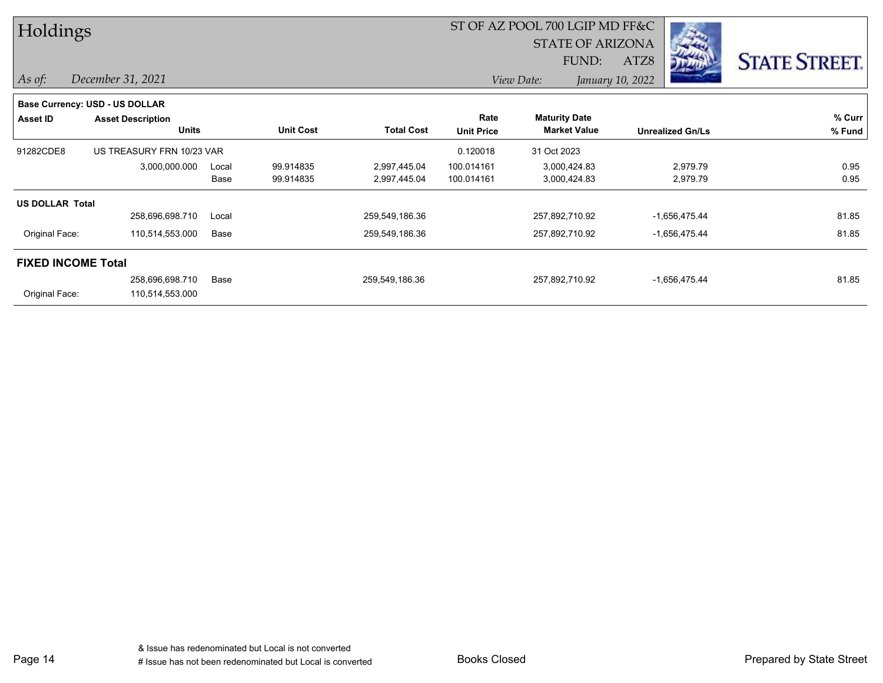# Holdings

ST OF AZ POOL 700 LGIP MD FF&C
STATE OF ARIZONA
FUND: ATZ8

*As of:* *December 31, 2021*
*View Date:* *January 10, 2022*

**Base Currency: USD - US DOLLAR**

| Asset ID | Asset Description / Units | | Unit Cost | Total Cost | Rate / Unit Price | Maturity Date / Market Value | Unrealized Gn/Ls | % Curr / % Fund |
|---|---|---|---|---|---|---|---|---|
| 91282CDE8 | US TREASURY FRN 10/23 VAR | | | | 0.120018 | 31 Oct 2023 | | |
| | 3,000,000.000 | Local | 99.914835 | 2,997,445.04 | 100.014161 | 3,000,424.83 | 2,979.79 | 0.95 |
| | | Base | 99.914835 | 2,997,445.04 | 100.014161 | 3,000,424.83 | 2,979.79 | 0.95 |
| **US DOLLAR Total** | | | | | | | | |
| | 258,696,698.710 | Local | | 259,549,186.36 | | 257,892,710.92 | -1,656,475.44 | 81.85 |
| Original Face: | 110,514,553.000 | Base | | 259,549,186.36 | | 257,892,710.92 | -1,656,475.44 | 81.85 |
| **FIXED INCOME Total** | | | | | | | | |
| | 258,696,698.710 | Base | | 259,549,186.36 | | 257,892,710.92 | -1,656,475.44 | 81.85 |
| Original Face: | 110,514,553.000 | | | | | | | |

& Issue has redenominated but Local is not converted
# Issue has not been redenominated but Local is converted

Books Closed

Prepared by State Street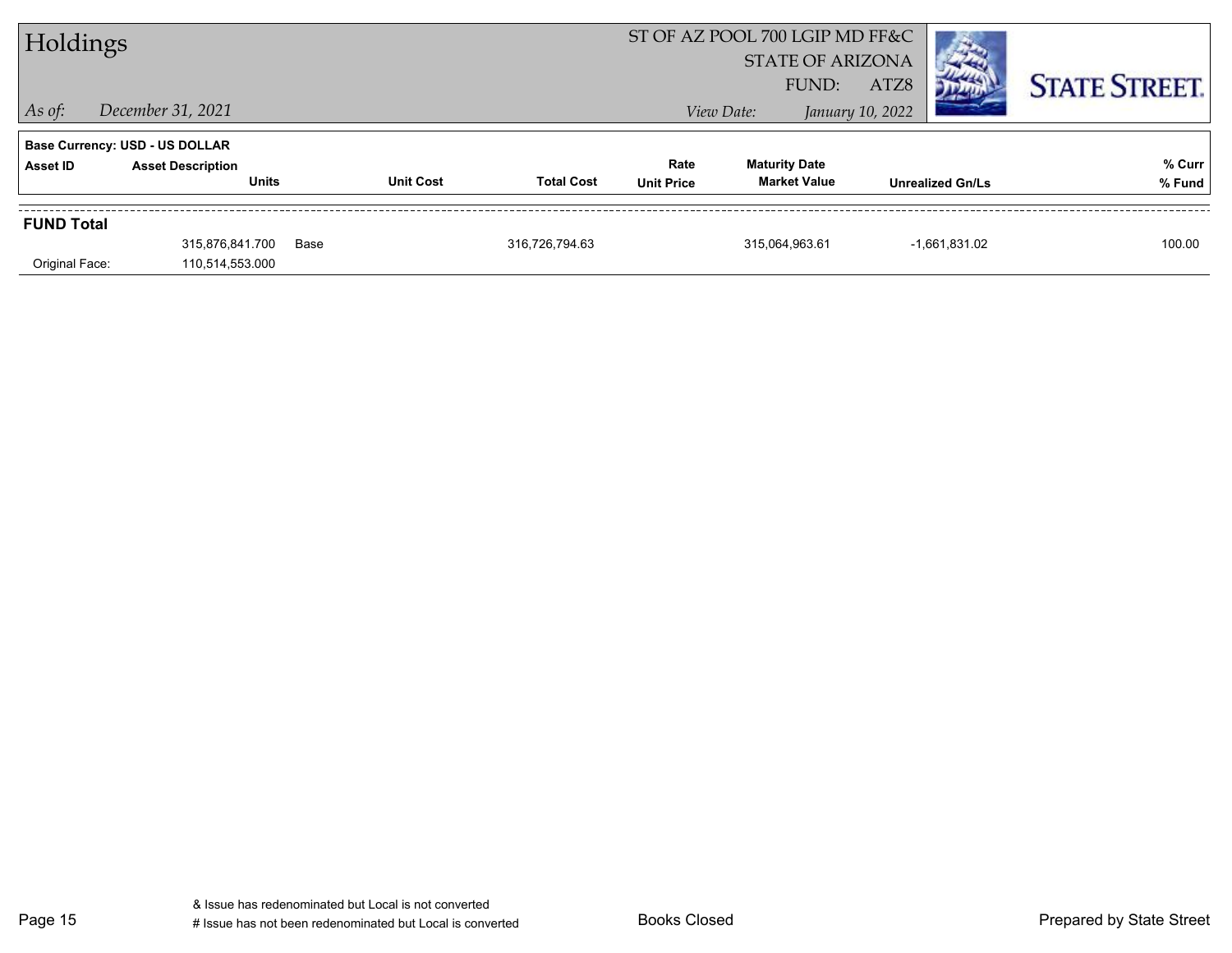# Holdings

ST OF AZ POOL 700 LGIP MD FF&C
STATE OF ARIZONA
FUND: ATZ8

*As of:* *December 31, 2021*

*View Date:* *January 10, 2022*

STATE STREET.

**Base Currency: USD - US DOLLAR**

| Asset ID | Asset Description / Units | Unit Cost | Total Cost | Rate / Unit Price | Maturity Date / Market Value | Unrealized Gn/Ls | % Curr / % Fund |
|---|---|---|---|---|---|---|---|
| **FUND Total** | | | | | | | |
| | 315,876,841.700 | Base | 316,726,794.63 | | 315,064,963.61 | -1,661,831.02 | 100.00 |
| Original Face: | 110,514,553.000 | | | | | | |

& Issue has redenominated but Local is not converted
# Issue has not been redenominated but Local is converted

Books Closed

Prepared by State Street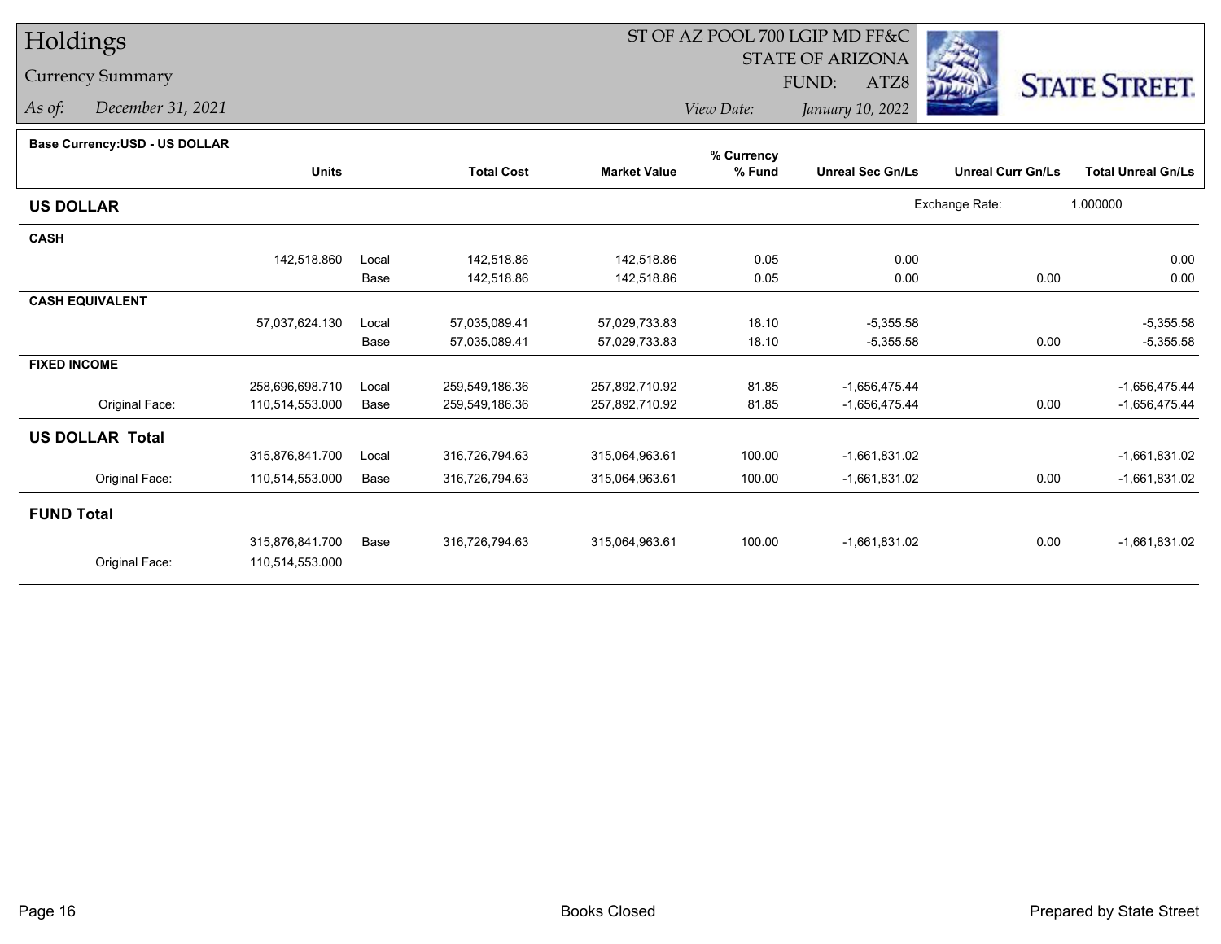# Holdings

## Currency Summary

*As of:* December 31, 2021

ST OF AZ POOL 700 LGIP MD FF&C
STATE OF ARIZONA
FUND: ATZ8

*View Date:* January 10, 2022

**Base Currency:USD - US DOLLAR**

| | Units | | Total Cost | Market Value | % Currency % Fund | Unreal Sec Gn/Ls | Unreal Curr Gn/Ls | Total Unreal Gn/Ls |
|---|---|---|---|---|---|---|---|---|
| **US DOLLAR** | | | | | | Exchange Rate: | 1.000000 | |
| **CASH** | | | | | | | | |
| | 142,518.860 | Local | 142,518.86 | 142,518.86 | 0.05 | 0.00 | | 0.00 |
| | | Base | 142,518.86 | 142,518.86 | 0.05 | 0.00 | 0.00 | 0.00 |
| **CASH EQUIVALENT** | | | | | | | | |
| | 57,037,624.130 | Local | 57,035,089.41 | 57,029,733.83 | 18.10 | -5,355.58 | | -5,355.58 |
| | | Base | 57,035,089.41 | 57,029,733.83 | 18.10 | -5,355.58 | 0.00 | -5,355.58 |
| **FIXED INCOME** | | | | | | | | |
| | 258,696,698.710 | Local | 259,549,186.36 | 257,892,710.92 | 81.85 | -1,656,475.44 | | -1,656,475.44 |
| Original Face: | 110,514,553.000 | Base | 259,549,186.36 | 257,892,710.92 | 81.85 | -1,656,475.44 | 0.00 | -1,656,475.44 |
| **US DOLLAR Total** | | | | | | | | |
| | 315,876,841.700 | Local | 316,726,794.63 | 315,064,963.61 | 100.00 | -1,661,831.02 | | -1,661,831.02 |
| Original Face: | 110,514,553.000 | Base | 316,726,794.63 | 315,064,963.61 | 100.00 | -1,661,831.02 | 0.00 | -1,661,831.02 |
| **FUND Total** | | | | | | | | |
| | 315,876,841.700 | Base | 316,726,794.63 | 315,064,963.61 | 100.00 | -1,661,831.02 | 0.00 | -1,661,831.02 |
| Original Face: | 110,514,553.000 | | | | | | | |

Books Closed

Prepared by State Street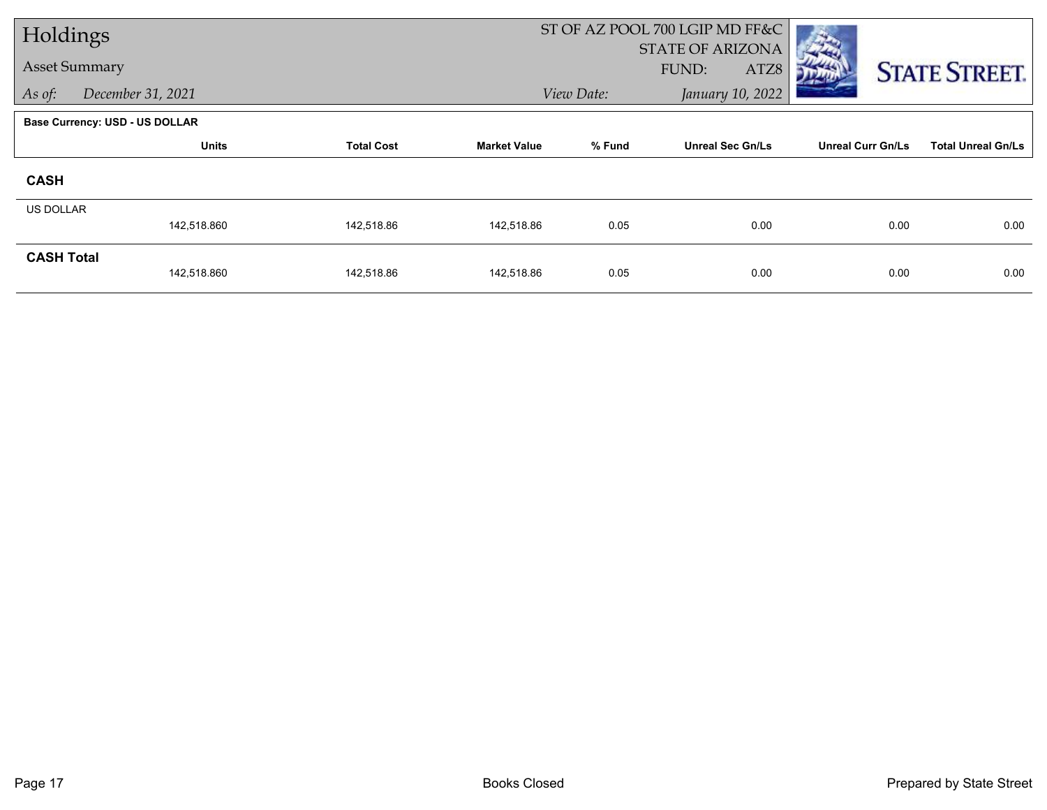# Holdings

Asset Summary

*As of:* *December 31, 2021*

ST OF AZ POOL 700 LGIP MD FF&C
STATE OF ARIZONA
FUND: ATZ8

*View Date:* *January 10, 2022*

**Base Currency: USD - US DOLLAR**

| | Units | Total Cost | Market Value | % Fund | Unreal Sec Gn/Ls | Unreal Curr Gn/Ls | Total Unreal Gn/Ls |
|---|---|---|---|---|---|---|---|
| **CASH** | | | | | | | |
| US DOLLAR | 142,518.860 | 142,518.86 | 142,518.86 | 0.05 | 0.00 | 0.00 | 0.00 |
| **CASH Total** | 142,518.860 | 142,518.86 | 142,518.86 | 0.05 | 0.00 | 0.00 | 0.00 |

Books Closed

Prepared by State Street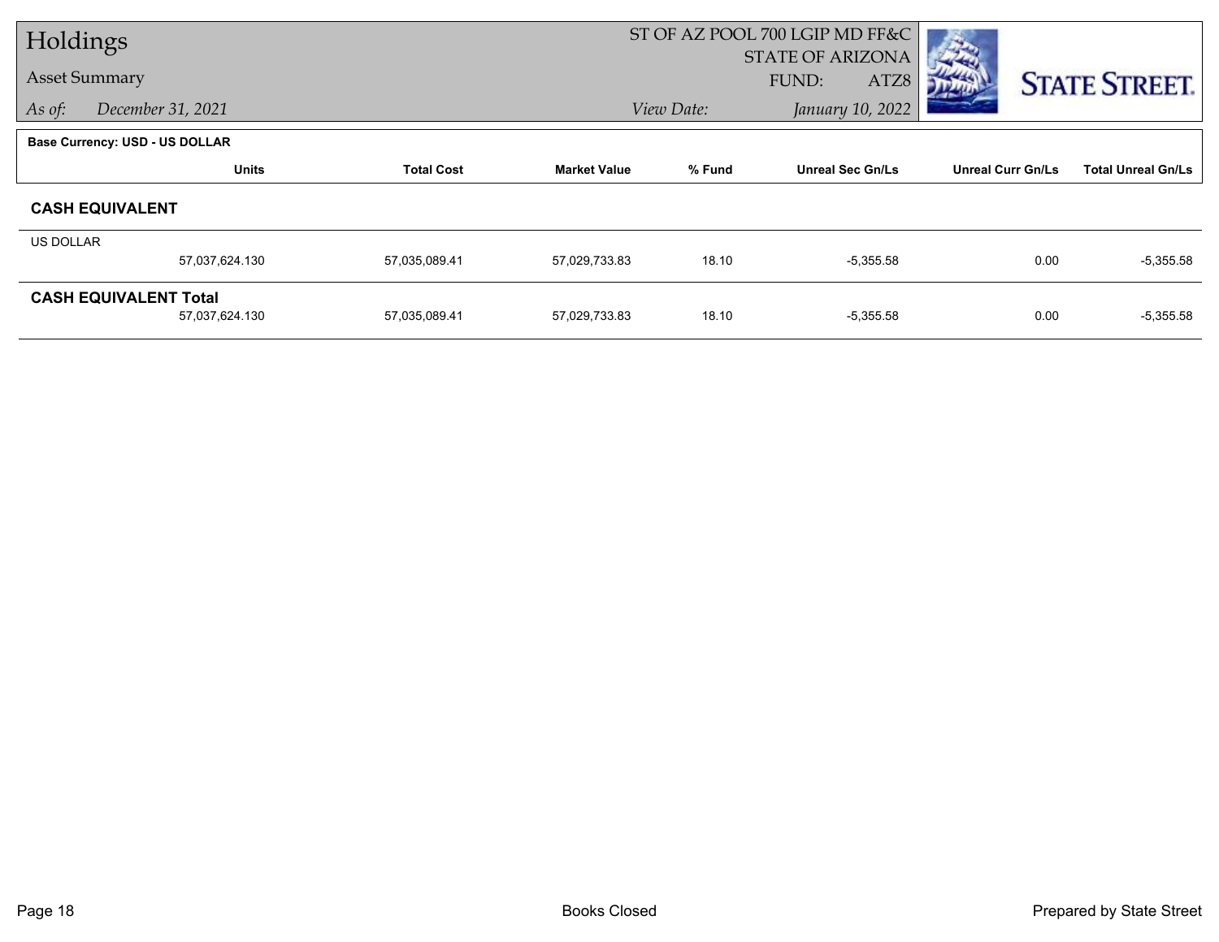# Holdings

Asset Summary

*As of:* *December 31, 2021*

ST OF AZ POOL 700 LGIP MD FF&C
STATE OF ARIZONA
FUND: ATZ8

*View Date:* *January 10, 2022*

**Base Currency: USD - US DOLLAR**

| | Units | Total Cost | Market Value | % Fund | Unreal Sec Gn/Ls | Unreal Curr Gn/Ls | Total Unreal Gn/Ls |
|---|---|---|---|---|---|---|---|
| **CASH EQUIVALENT** | | | | | | | |
| US DOLLAR | 57,037,624.130 | 57,035,089.41 | 57,029,733.83 | 18.10 | -5,355.58 | 0.00 | -5,355.58 |
| **CASH EQUIVALENT Total** | 57,037,624.130 | 57,035,089.41 | 57,029,733.83 | 18.10 | -5,355.58 | 0.00 | -5,355.58 |

Books Closed

Prepared by State Street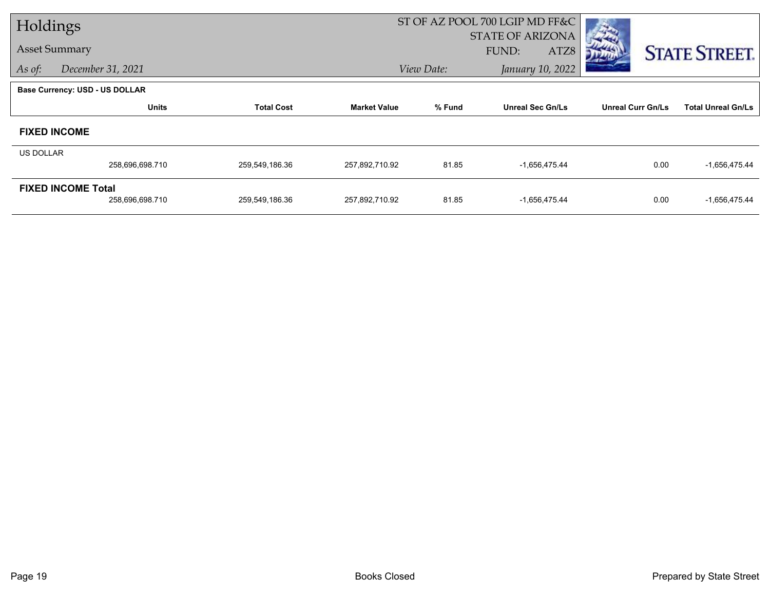# Holdings

## Asset Summary

*As of:* *December 31, 2021*

ST OF AZ POOL 700 LGIP MD FF&C
STATE OF ARIZONA
FUND: ATZ8

*View Date:* *January 10, 2022*

**Base Currency: USD - US DOLLAR**

| | Units | Total Cost | Market Value | % Fund | Unreal Sec Gn/Ls | Unreal Curr Gn/Ls | Total Unreal Gn/Ls |
|---|---|---|---|---|---|---|---|
| **FIXED INCOME** | | | | | | | |
| US DOLLAR | 258,696,698.710 | 259,549,186.36 | 257,892,710.92 | 81.85 | -1,656,475.44 | 0.00 | -1,656,475.44 |
| **FIXED INCOME Total** | 258,696,698.710 | 259,549,186.36 | 257,892,710.92 | 81.85 | -1,656,475.44 | 0.00 | -1,656,475.44 |

Books Closed

Prepared by State Street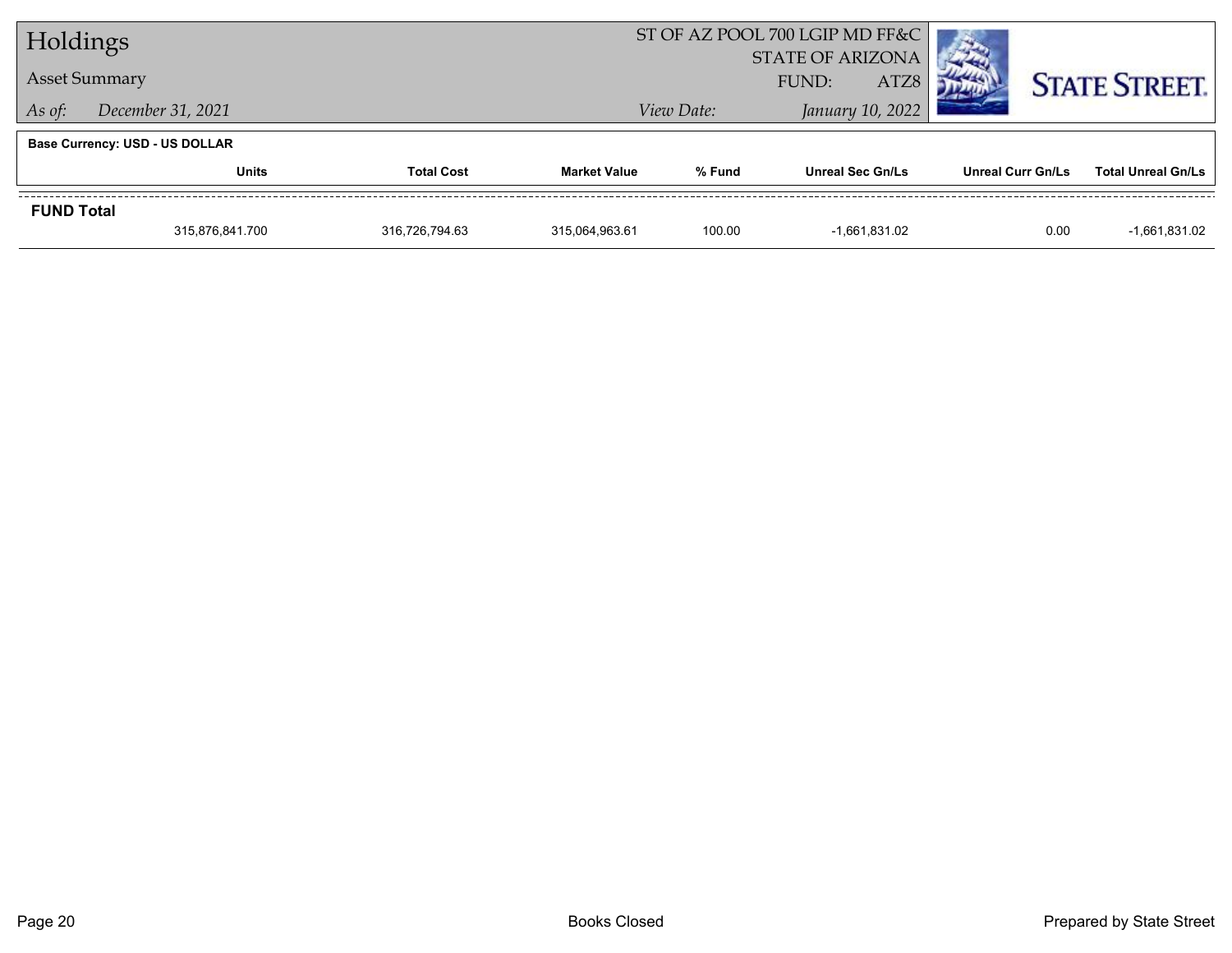# Holdings

**Asset Summary**

*As of:* *December 31, 2021*

ST OF AZ POOL 700 LGIP MD FF&C
STATE OF ARIZONA
FUND: ATZ8

*View Date:* *January 10, 2022*

**Base Currency: USD - US DOLLAR**

| | Units | Total Cost | Market Value | % Fund | Unreal Sec Gn/Ls | Unreal Curr Gn/Ls | Total Unreal Gn/Ls |
|---|---|---|---|---|---|---|---|
| **FUND Total** | 315,876,841.700 | 316,726,794.63 | 315,064,963.61 | 100.00 | -1,661,831.02 | 0.00 | -1,661,831.02 |

Books Closed

Prepared by State Street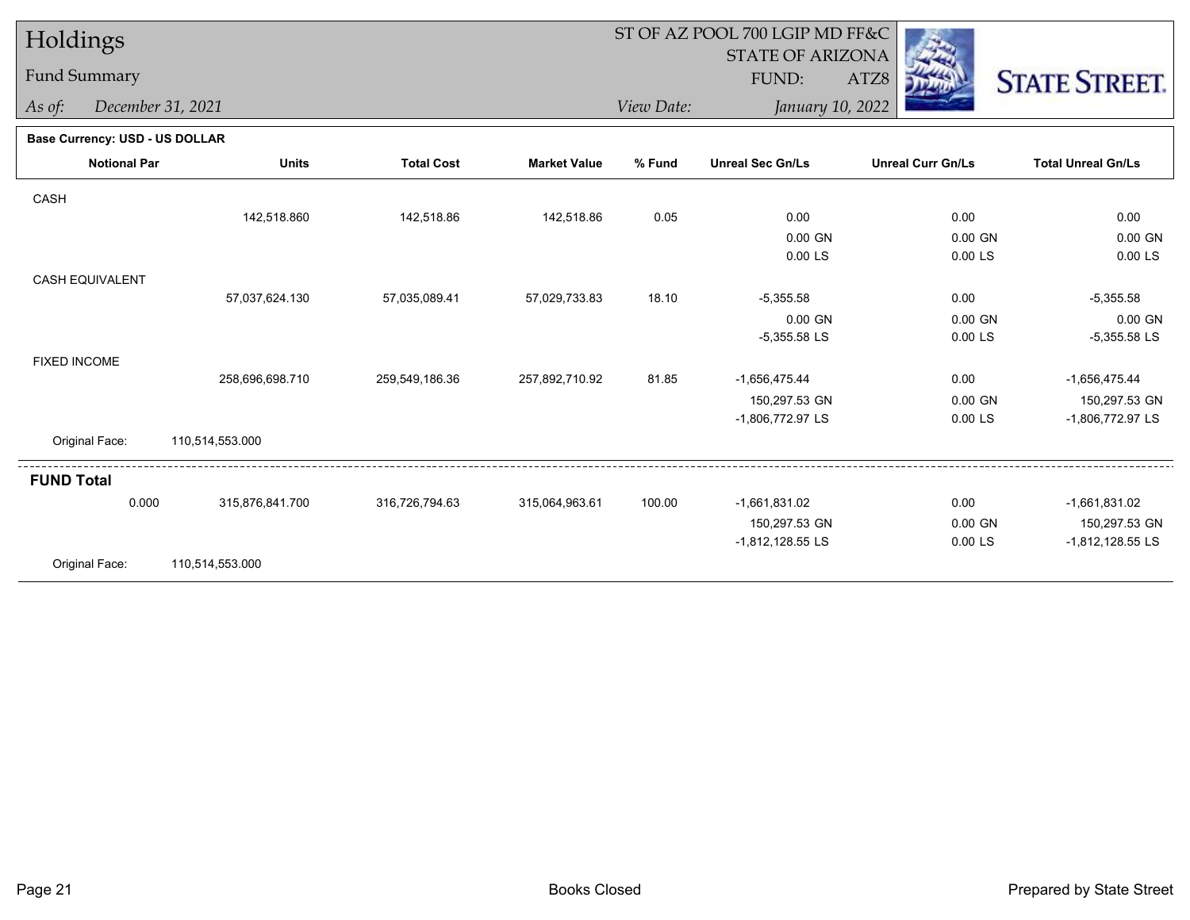# Holdings

Fund Summary

*As of:* *December 31, 2021*

ST OF AZ POOL 700 LGIP MD FF&C
STATE OF ARIZONA
FUND: ATZ8

*View Date:* *January 10, 2022*

STATE STREET.

**Base Currency: USD - US DOLLAR**

| Notional Par | Units | Total Cost | Market Value | % Fund | Unreal Sec Gn/Ls | Unreal Curr Gn/Ls | Total Unreal Gn/Ls |
|---|---|---|---|---|---|---|---|
| CASH | | | | | | | |
| | 142,518.860 | 142,518.86 | 142,518.86 | 0.05 | 0.00 | 0.00 | 0.00 |
| | | | | | 0.00 GN | 0.00 GN | 0.00 GN |
| | | | | | 0.00 LS | 0.00 LS | 0.00 LS |
| CASH EQUIVALENT | | | | | | | |
| | 57,037,624.130 | 57,035,089.41 | 57,029,733.83 | 18.10 | -5,355.58 | 0.00 | -5,355.58 |
| | | | | | 0.00 GN | 0.00 GN | 0.00 GN |
| | | | | | -5,355.58 LS | 0.00 LS | -5,355.58 LS |
| FIXED INCOME | | | | | | | |
| | 258,696,698.710 | 259,549,186.36 | 257,892,710.92 | 81.85 | -1,656,475.44 | 0.00 | -1,656,475.44 |
| | | | | | 150,297.53 GN | 0.00 GN | 150,297.53 GN |
| | | | | | -1,806,772.97 LS | 0.00 LS | -1,806,772.97 LS |
| Original Face: | 110,514,553.000 | | | | | | |
| **FUND Total** | | | | | | | |
| 0.000 | 315,876,841.700 | 316,726,794.63 | 315,064,963.61 | 100.00 | -1,661,831.02 | 0.00 | -1,661,831.02 |
| | | | | | 150,297.53 GN | 0.00 GN | 150,297.53 GN |
| | | | | | -1,812,128.55 LS | 0.00 LS | -1,812,128.55 LS |
| Original Face: | 110,514,553.000 | | | | | | |

Books Closed

Prepared by State Street